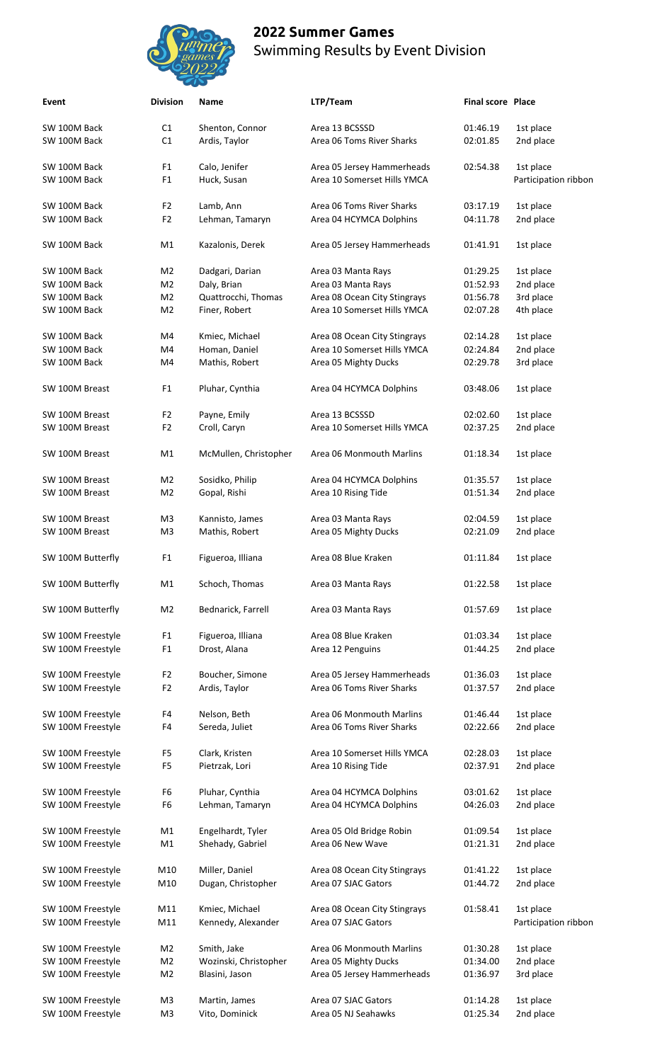# 2022 Summer Games

## Swimming Results by Event Division

| Event | Division | Name | LTP/Team | Final score | Place |
|---|---|---|---|---|---|
| SW 100M Back | C1 | Shenton, Connor | Area 13 BCSSSD | 01:46.19 | 1st place |
| SW 100M Back | C1 | Ardis, Taylor | Area 06 Toms River Sharks | 02:01.85 | 2nd place |
| SW 100M Back | F1 | Calo, Jenifer | Area 05 Jersey Hammerheads | 02:54.38 | 1st place |
| SW 100M Back | F1 | Huck, Susan | Area 10 Somerset Hills YMCA | | Participation ribbon |
| SW 100M Back | F2 | Lamb, Ann | Area 06 Toms River Sharks | 03:17.19 | 1st place |
| SW 100M Back | F2 | Lehman, Tamaryn | Area 04 HCYMCA Dolphins | 04:11.78 | 2nd place |
| SW 100M Back | M1 | Kazalonis, Derek | Area 05 Jersey Hammerheads | 01:41.91 | 1st place |
| SW 100M Back | M2 | Dadgari, Darian | Area 03 Manta Rays | 01:29.25 | 1st place |
| SW 100M Back | M2 | Daly, Brian | Area 03 Manta Rays | 01:52.93 | 2nd place |
| SW 100M Back | M2 | Quattrocchi, Thomas | Area 08 Ocean City Stingrays | 01:56.78 | 3rd place |
| SW 100M Back | M2 | Finer, Robert | Area 10 Somerset Hills YMCA | 02:07.28 | 4th place |
| SW 100M Back | M4 | Kmiec, Michael | Area 08 Ocean City Stingrays | 02:14.28 | 1st place |
| SW 100M Back | M4 | Homan, Daniel | Area 10 Somerset Hills YMCA | 02:24.84 | 2nd place |
| SW 100M Back | M4 | Mathis, Robert | Area 05 Mighty Ducks | 02:29.78 | 3rd place |
| SW 100M Breast | F1 | Pluhar, Cynthia | Area 04 HCYMCA Dolphins | 03:48.06 | 1st place |
| SW 100M Breast | F2 | Payne, Emily | Area 13 BCSSSD | 02:02.60 | 1st place |
| SW 100M Breast | F2 | Croll, Caryn | Area 10 Somerset Hills YMCA | 02:37.25 | 2nd place |
| SW 100M Breast | M1 | McMullen, Christopher | Area 06 Monmouth Marlins | 01:18.34 | 1st place |
| SW 100M Breast | M2 | Sosidko, Philip | Area 04 HCYMCA Dolphins | 01:35.57 | 1st place |
| SW 100M Breast | M2 | Gopal, Rishi | Area 10 Rising Tide | 01:51.34 | 2nd place |
| SW 100M Breast | M3 | Kannisto, James | Area 03 Manta Rays | 02:04.59 | 1st place |
| SW 100M Breast | M3 | Mathis, Robert | Area 05 Mighty Ducks | 02:21.09 | 2nd place |
| SW 100M Butterfly | F1 | Figueroa, Illiana | Area 08 Blue Kraken | 01:11.84 | 1st place |
| SW 100M Butterfly | M1 | Schoch, Thomas | Area 03 Manta Rays | 01:22.58 | 1st place |
| SW 100M Butterfly | M2 | Bednarick, Farrell | Area 03 Manta Rays | 01:57.69 | 1st place |
| SW 100M Freestyle | F1 | Figueroa, Illiana | Area 08 Blue Kraken | 01:03.34 | 1st place |
| SW 100M Freestyle | F1 | Drost, Alana | Area 12 Penguins | 01:44.25 | 2nd place |
| SW 100M Freestyle | F2 | Boucher, Simone | Area 05 Jersey Hammerheads | 01:36.03 | 1st place |
| SW 100M Freestyle | F2 | Ardis, Taylor | Area 06 Toms River Sharks | 01:37.57 | 2nd place |
| SW 100M Freestyle | F4 | Nelson, Beth | Area 06 Monmouth Marlins | 01:46.44 | 1st place |
| SW 100M Freestyle | F4 | Sereda, Juliet | Area 06 Toms River Sharks | 02:22.66 | 2nd place |
| SW 100M Freestyle | F5 | Clark, Kristen | Area 10 Somerset Hills YMCA | 02:28.03 | 1st place |
| SW 100M Freestyle | F5 | Pietrzak, Lori | Area 10 Rising Tide | 02:37.91 | 2nd place |
| SW 100M Freestyle | F6 | Pluhar, Cynthia | Area 04 HCYMCA Dolphins | 03:01.62 | 1st place |
| SW 100M Freestyle | F6 | Lehman, Tamaryn | Area 04 HCYMCA Dolphins | 04:26.03 | 2nd place |
| SW 100M Freestyle | M1 | Engelhardt, Tyler | Area 05 Old Bridge Robin | 01:09.54 | 1st place |
| SW 100M Freestyle | M1 | Shehady, Gabriel | Area 06 New Wave | 01:21.31 | 2nd place |
| SW 100M Freestyle | M10 | Miller, Daniel | Area 08 Ocean City Stingrays | 01:41.22 | 1st place |
| SW 100M Freestyle | M10 | Dugan, Christopher | Area 07 SJAC Gators | 01:44.72 | 2nd place |
| SW 100M Freestyle | M11 | Kmiec, Michael | Area 08 Ocean City Stingrays | 01:58.41 | 1st place |
| SW 100M Freestyle | M11 | Kennedy, Alexander | Area 07 SJAC Gators | | Participation ribbon |
| SW 100M Freestyle | M2 | Smith, Jake | Area 06 Monmouth Marlins | 01:30.28 | 1st place |
| SW 100M Freestyle | M2 | Wozinski, Christopher | Area 05 Mighty Ducks | 01:34.00 | 2nd place |
| SW 100M Freestyle | M2 | Blasini, Jason | Area 05 Jersey Hammerheads | 01:36.97 | 3rd place |
| SW 100M Freestyle | M3 | Martin, James | Area 07 SJAC Gators | 01:14.28 | 1st place |
| SW 100M Freestyle | M3 | Vito, Dominick | Area 05 NJ Seahawks | 01:25.34 | 2nd place |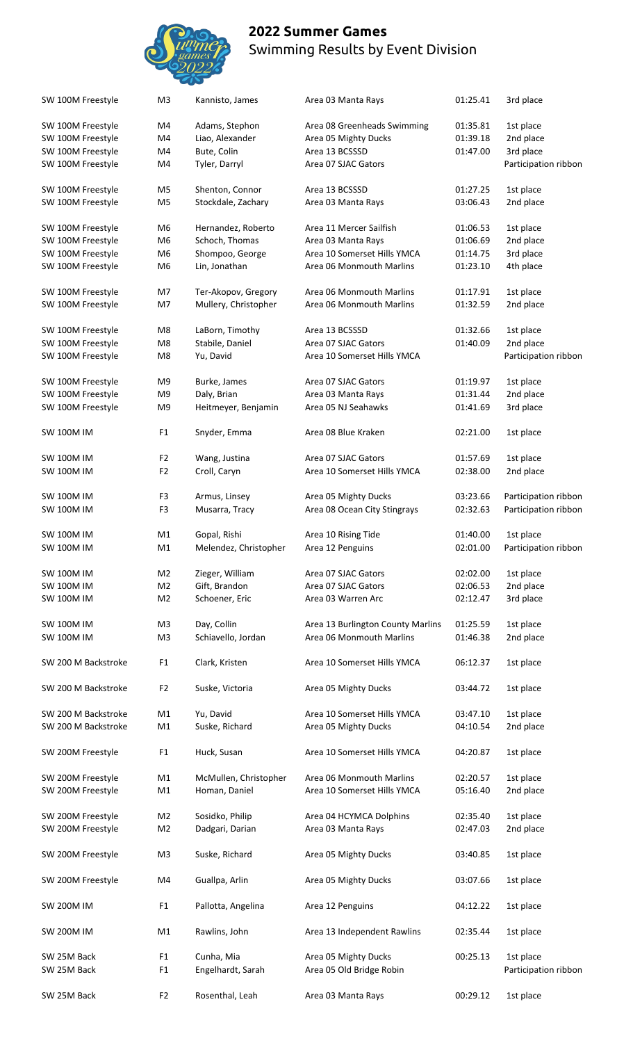# 2022 Summer Games

Swimming Results by Event Division

| Event | Division | Name | Team | Time | Place |
|---|---|---|---|---|---|
| SW 100M Freestyle | M3 | Kannisto, James | Area 03 Manta Rays | 01:25.41 | 3rd place |
| SW 100M Freestyle | M4 | Adams, Stephon | Area 08 Greenheads Swimming | 01:35.81 | 1st place |
| SW 100M Freestyle | M4 | Liao, Alexander | Area 05 Mighty Ducks | 01:39.18 | 2nd place |
| SW 100M Freestyle | M4 | Bute, Colin | Area 13 BCSSSD | 01:47.00 | 3rd place |
| SW 100M Freestyle | M4 | Tyler, Darryl | Area 07 SJAC Gators | | Participation ribbon |
| SW 100M Freestyle | M5 | Shenton, Connor | Area 13 BCSSSD | 01:27.25 | 1st place |
| SW 100M Freestyle | M5 | Stockdale, Zachary | Area 03 Manta Rays | 03:06.43 | 2nd place |
| SW 100M Freestyle | M6 | Hernandez, Roberto | Area 11 Mercer Sailfish | 01:06.53 | 1st place |
| SW 100M Freestyle | M6 | Schoch, Thomas | Area 03 Manta Rays | 01:06.69 | 2nd place |
| SW 100M Freestyle | M6 | Shompoo, George | Area 10 Somerset Hills YMCA | 01:14.75 | 3rd place |
| SW 100M Freestyle | M6 | Lin, Jonathan | Area 06 Monmouth Marlins | 01:23.10 | 4th place |
| SW 100M Freestyle | M7 | Ter-Akopov, Gregory | Area 06 Monmouth Marlins | 01:17.91 | 1st place |
| SW 100M Freestyle | M7 | Mullery, Christopher | Area 06 Monmouth Marlins | 01:32.59 | 2nd place |
| SW 100M Freestyle | M8 | LaBorn, Timothy | Area 13 BCSSSD | 01:32.66 | 1st place |
| SW 100M Freestyle | M8 | Stabile, Daniel | Area 07 SJAC Gators | 01:40.09 | 2nd place |
| SW 100M Freestyle | M8 | Yu, David | Area 10 Somerset Hills YMCA | | Participation ribbon |
| SW 100M Freestyle | M9 | Burke, James | Area 07 SJAC Gators | 01:19.97 | 1st place |
| SW 100M Freestyle | M9 | Daly, Brian | Area 03 Manta Rays | 01:31.44 | 2nd place |
| SW 100M Freestyle | M9 | Heitmeyer, Benjamin | Area 05 NJ Seahawks | 01:41.69 | 3rd place |
| SW 100M IM | F1 | Snyder, Emma | Area 08 Blue Kraken | 02:21.00 | 1st place |
| SW 100M IM | F2 | Wang, Justina | Area 07 SJAC Gators | 01:57.69 | 1st place |
| SW 100M IM | F2 | Croll, Caryn | Area 10 Somerset Hills YMCA | 02:38.00 | 2nd place |
| SW 100M IM | F3 | Armus, Linsey | Area 05 Mighty Ducks | 03:23.66 | Participation ribbon |
| SW 100M IM | F3 | Musarra, Tracy | Area 08 Ocean City Stingrays | 02:32.63 | Participation ribbon |
| SW 100M IM | M1 | Gopal, Rishi | Area 10 Rising Tide | 01:40.00 | 1st place |
| SW 100M IM | M1 | Melendez, Christopher | Area 12 Penguins | 02:01.00 | Participation ribbon |
| SW 100M IM | M2 | Zieger, William | Area 07 SJAC Gators | 02:02.00 | 1st place |
| SW 100M IM | M2 | Gift, Brandon | Area 07 SJAC Gators | 02:06.53 | 2nd place |
| SW 100M IM | M2 | Schoener, Eric | Area 03 Warren Arc | 02:12.47 | 3rd place |
| SW 100M IM | M3 | Day, Collin | Area 13 Burlington County Marlins | 01:25.59 | 1st place |
| SW 100M IM | M3 | Schiavello, Jordan | Area 06 Monmouth Marlins | 01:46.38 | 2nd place |
| SW 200 M Backstroke | F1 | Clark, Kristen | Area 10 Somerset Hills YMCA | 06:12.37 | 1st place |
| SW 200 M Backstroke | F2 | Suske, Victoria | Area 05 Mighty Ducks | 03:44.72 | 1st place |
| SW 200 M Backstroke | M1 | Yu, David | Area 10 Somerset Hills YMCA | 03:47.10 | 1st place |
| SW 200 M Backstroke | M1 | Suske, Richard | Area 05 Mighty Ducks | 04:10.54 | 2nd place |
| SW 200M Freestyle | F1 | Huck, Susan | Area 10 Somerset Hills YMCA | 04:20.87 | 1st place |
| SW 200M Freestyle | M1 | McMullen, Christopher | Area 06 Monmouth Marlins | 02:20.57 | 1st place |
| SW 200M Freestyle | M1 | Homan, Daniel | Area 10 Somerset Hills YMCA | 05:16.40 | 2nd place |
| SW 200M Freestyle | M2 | Sosidko, Philip | Area 04 HCYMCA Dolphins | 02:35.40 | 1st place |
| SW 200M Freestyle | M2 | Dadgari, Darian | Area 03 Manta Rays | 02:47.03 | 2nd place |
| SW 200M Freestyle | M3 | Suske, Richard | Area 05 Mighty Ducks | 03:40.85 | 1st place |
| SW 200M Freestyle | M4 | Guallpa, Arlin | Area 05 Mighty Ducks | 03:07.66 | 1st place |
| SW 200M IM | F1 | Pallotta, Angelina | Area 12 Penguins | 04:12.22 | 1st place |
| SW 200M IM | M1 | Rawlins, John | Area 13 Independent Rawlins | 02:35.44 | 1st place |
| SW 25M Back | F1 | Cunha, Mia | Area 05 Mighty Ducks | 00:25.13 | 1st place |
| SW 25M Back | F1 | Engelhardt, Sarah | Area 05 Old Bridge Robin | | Participation ribbon |
| SW 25M Back | F2 | Rosenthal, Leah | Area 03 Manta Rays | 00:29.12 | 1st place |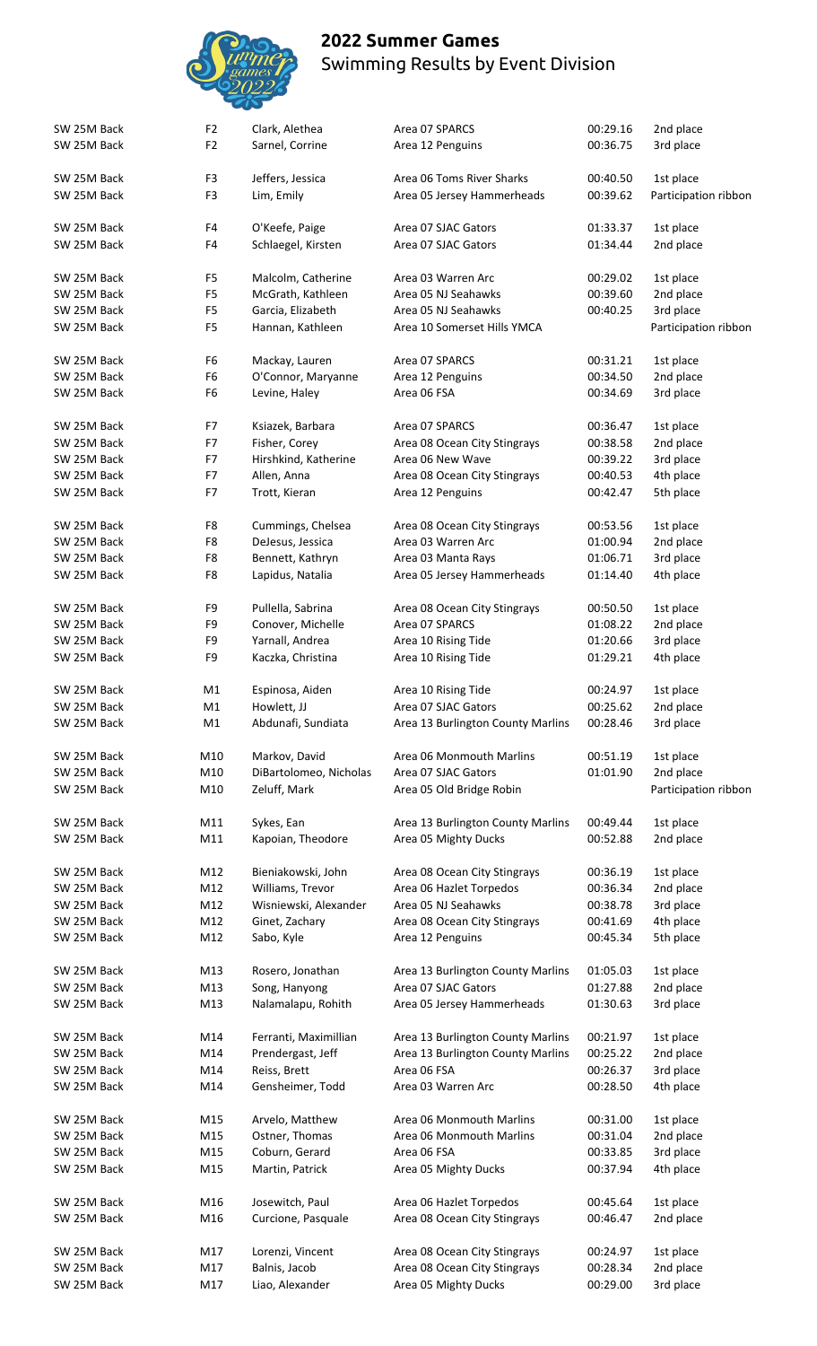# 2022 Summer Games

Swimming Results by Event Division

| Event | Division | Name | Team | Time | Place |
|---|---|---|---|---|---|
| SW 25M Back | F2 | Clark, Alethea | Area 07 SPARCS | 00:29.16 | 2nd place |
| SW 25M Back | F2 | Sarnel, Corrine | Area 12 Penguins | 00:36.75 | 3rd place |
| SW 25M Back | F3 | Jeffers, Jessica | Area 06 Toms River Sharks | 00:40.50 | 1st place |
| SW 25M Back | F3 | Lim, Emily | Area 05 Jersey Hammerheads | 00:39.62 | Participation ribbon |
| SW 25M Back | F4 | O'Keefe, Paige | Area 07 SJAC Gators | 01:33.37 | 1st place |
| SW 25M Back | F4 | Schlaegel, Kirsten | Area 07 SJAC Gators | 01:34.44 | 2nd place |
| SW 25M Back | F5 | Malcolm, Catherine | Area 03 Warren Arc | 00:29.02 | 1st place |
| SW 25M Back | F5 | McGrath, Kathleen | Area 05 NJ Seahawks | 00:39.60 | 2nd place |
| SW 25M Back | F5 | Garcia, Elizabeth | Area 05 NJ Seahawks | 00:40.25 | 3rd place |
| SW 25M Back | F5 | Hannan, Kathleen | Area 10 Somerset Hills YMCA | | Participation ribbon |
| SW 25M Back | F6 | Mackay, Lauren | Area 07 SPARCS | 00:31.21 | 1st place |
| SW 25M Back | F6 | O'Connor, Maryanne | Area 12 Penguins | 00:34.50 | 2nd place |
| SW 25M Back | F6 | Levine, Haley | Area 06 FSA | 00:34.69 | 3rd place |
| SW 25M Back | F7 | Ksiazek, Barbara | Area 07 SPARCS | 00:36.47 | 1st place |
| SW 25M Back | F7 | Fisher, Corey | Area 08 Ocean City Stingrays | 00:38.58 | 2nd place |
| SW 25M Back | F7 | Hirshkind, Katherine | Area 06 New Wave | 00:39.22 | 3rd place |
| SW 25M Back | F7 | Allen, Anna | Area 08 Ocean City Stingrays | 00:40.53 | 4th place |
| SW 25M Back | F7 | Trott, Kieran | Area 12 Penguins | 00:42.47 | 5th place |
| SW 25M Back | F8 | Cummings, Chelsea | Area 08 Ocean City Stingrays | 00:53.56 | 1st place |
| SW 25M Back | F8 | DeJesus, Jessica | Area 03 Warren Arc | 01:00.94 | 2nd place |
| SW 25M Back | F8 | Bennett, Kathryn | Area 03 Manta Rays | 01:06.71 | 3rd place |
| SW 25M Back | F8 | Lapidus, Natalia | Area 05 Jersey Hammerheads | 01:14.40 | 4th place |
| SW 25M Back | F9 | Pullella, Sabrina | Area 08 Ocean City Stingrays | 00:50.50 | 1st place |
| SW 25M Back | F9 | Conover, Michelle | Area 07 SPARCS | 01:08.22 | 2nd place |
| SW 25M Back | F9 | Yarnall, Andrea | Area 10 Rising Tide | 01:20.66 | 3rd place |
| SW 25M Back | F9 | Kaczka, Christina | Area 10 Rising Tide | 01:29.21 | 4th place |
| SW 25M Back | M1 | Espinosa, Aiden | Area 10 Rising Tide | 00:24.97 | 1st place |
| SW 25M Back | M1 | Howlett, JJ | Area 07 SJAC Gators | 00:25.62 | 2nd place |
| SW 25M Back | M1 | Abdunafi, Sundiata | Area 13 Burlington County Marlins | 00:28.46 | 3rd place |
| SW 25M Back | M10 | Markov, David | Area 06 Monmouth Marlins | 00:51.19 | 1st place |
| SW 25M Back | M10 | DiBartolomeo, Nicholas | Area 07 SJAC Gators | 01:01.90 | 2nd place |
| SW 25M Back | M10 | Zeluff, Mark | Area 05 Old Bridge Robin | | Participation ribbon |
| SW 25M Back | M11 | Sykes, Ean | Area 13 Burlington County Marlins | 00:49.44 | 1st place |
| SW 25M Back | M11 | Kapoian, Theodore | Area 05 Mighty Ducks | 00:52.88 | 2nd place |
| SW 25M Back | M12 | Bieniakowski, John | Area 08 Ocean City Stingrays | 00:36.19 | 1st place |
| SW 25M Back | M12 | Williams, Trevor | Area 06 Hazlet Torpedos | 00:36.34 | 2nd place |
| SW 25M Back | M12 | Wisniewski, Alexander | Area 05 NJ Seahawks | 00:38.78 | 3rd place |
| SW 25M Back | M12 | Ginet, Zachary | Area 08 Ocean City Stingrays | 00:41.69 | 4th place |
| SW 25M Back | M12 | Sabo, Kyle | Area 12 Penguins | 00:45.34 | 5th place |
| SW 25M Back | M13 | Rosero, Jonathan | Area 13 Burlington County Marlins | 01:05.03 | 1st place |
| SW 25M Back | M13 | Song, Hanyong | Area 07 SJAC Gators | 01:27.88 | 2nd place |
| SW 25M Back | M13 | Nalamalapu, Rohith | Area 05 Jersey Hammerheads | 01:30.63 | 3rd place |
| SW 25M Back | M14 | Ferranti, Maximillian | Area 13 Burlington County Marlins | 00:21.97 | 1st place |
| SW 25M Back | M14 | Prendergast, Jeff | Area 13 Burlington County Marlins | 00:25.22 | 2nd place |
| SW 25M Back | M14 | Reiss, Brett | Area 06 FSA | 00:26.37 | 3rd place |
| SW 25M Back | M14 | Gensheimer, Todd | Area 03 Warren Arc | 00:28.50 | 4th place |
| SW 25M Back | M15 | Arvelo, Matthew | Area 06 Monmouth Marlins | 00:31.00 | 1st place |
| SW 25M Back | M15 | Ostner, Thomas | Area 06 Monmouth Marlins | 00:31.04 | 2nd place |
| SW 25M Back | M15 | Coburn, Gerard | Area 06 FSA | 00:33.85 | 3rd place |
| SW 25M Back | M15 | Martin, Patrick | Area 05 Mighty Ducks | 00:37.94 | 4th place |
| SW 25M Back | M16 | Josewitch, Paul | Area 06 Hazlet Torpedos | 00:45.64 | 1st place |
| SW 25M Back | M16 | Curcione, Pasquale | Area 08 Ocean City Stingrays | 00:46.47 | 2nd place |
| SW 25M Back | M17 | Lorenzi, Vincent | Area 08 Ocean City Stingrays | 00:24.97 | 1st place |
| SW 25M Back | M17 | Balnis, Jacob | Area 08 Ocean City Stingrays | 00:28.34 | 2nd place |
| SW 25M Back | M17 | Liao, Alexander | Area 05 Mighty Ducks | 00:29.00 | 3rd place |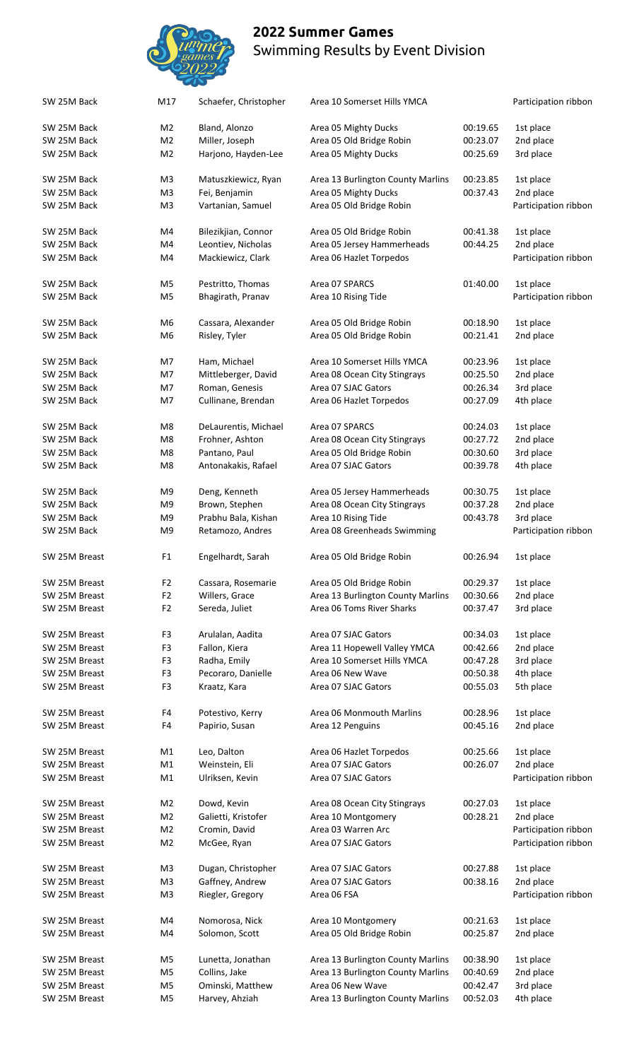# 2022 Summer Games

Swimming Results by Event Division

| Event | Division | Name | Team | Time | Place |
|---|---|---|---|---|---|
| SW 25M Back | M17 | Schaefer, Christopher | Area 10 Somerset Hills YMCA | | Participation ribbon |
| SW 25M Back | M2 | Bland, Alonzo | Area 05 Mighty Ducks | 00:19.65 | 1st place |
| SW 25M Back | M2 | Miller, Joseph | Area 05 Old Bridge Robin | 00:23.07 | 2nd place |
| SW 25M Back | M2 | Harjono, Hayden-Lee | Area 05 Mighty Ducks | 00:25.69 | 3rd place |
| SW 25M Back | M3 | Matuszkiewicz, Ryan | Area 13 Burlington County Marlins | 00:23.85 | 1st place |
| SW 25M Back | M3 | Fei, Benjamin | Area 05 Mighty Ducks | 00:37.43 | 2nd place |
| SW 25M Back | M3 | Vartanian, Samuel | Area 05 Old Bridge Robin | | Participation ribbon |
| SW 25M Back | M4 | Bilezikjian, Connor | Area 05 Old Bridge Robin | 00:41.38 | 1st place |
| SW 25M Back | M4 | Leontiev, Nicholas | Area 05 Jersey Hammerheads | 00:44.25 | 2nd place |
| SW 25M Back | M4 | Mackiewicz, Clark | Area 06 Hazlet Torpedos | | Participation ribbon |
| SW 25M Back | M5 | Pestritto, Thomas | Area 07 SPARCS | 01:40.00 | 1st place |
| SW 25M Back | M5 | Bhagirath, Pranav | Area 10 Rising Tide | | Participation ribbon |
| SW 25M Back | M6 | Cassara, Alexander | Area 05 Old Bridge Robin | 00:18.90 | 1st place |
| SW 25M Back | M6 | Risley, Tyler | Area 05 Old Bridge Robin | 00:21.41 | 2nd place |
| SW 25M Back | M7 | Ham, Michael | Area 10 Somerset Hills YMCA | 00:23.96 | 1st place |
| SW 25M Back | M7 | Mittleberger, David | Area 08 Ocean City Stingrays | 00:25.50 | 2nd place |
| SW 25M Back | M7 | Roman, Genesis | Area 07 SJAC Gators | 00:26.34 | 3rd place |
| SW 25M Back | M7 | Cullinane, Brendan | Area 06 Hazlet Torpedos | 00:27.09 | 4th place |
| SW 25M Back | M8 | DeLaurentis, Michael | Area 07 SPARCS | 00:24.03 | 1st place |
| SW 25M Back | M8 | Frohner, Ashton | Area 08 Ocean City Stingrays | 00:27.72 | 2nd place |
| SW 25M Back | M8 | Pantano, Paul | Area 05 Old Bridge Robin | 00:30.60 | 3rd place |
| SW 25M Back | M8 | Antonakakis, Rafael | Area 07 SJAC Gators | 00:39.78 | 4th place |
| SW 25M Back | M9 | Deng, Kenneth | Area 05 Jersey Hammerheads | 00:30.75 | 1st place |
| SW 25M Back | M9 | Brown, Stephen | Area 08 Ocean City Stingrays | 00:37.28 | 2nd place |
| SW 25M Back | M9 | Prabhu Bala, Kishan | Area 10 Rising Tide | 00:43.78 | 3rd place |
| SW 25M Back | M9 | Retamozo, Andres | Area 08 Greenheads Swimming | | Participation ribbon |
| SW 25M Breast | F1 | Engelhardt, Sarah | Area 05 Old Bridge Robin | 00:26.94 | 1st place |
| SW 25M Breast | F2 | Cassara, Rosemarie | Area 05 Old Bridge Robin | 00:29.37 | 1st place |
| SW 25M Breast | F2 | Willers, Grace | Area 13 Burlington County Marlins | 00:30.66 | 2nd place |
| SW 25M Breast | F2 | Sereda, Juliet | Area 06 Toms River Sharks | 00:37.47 | 3rd place |
| SW 25M Breast | F3 | Arulalan, Aadita | Area 07 SJAC Gators | 00:34.03 | 1st place |
| SW 25M Breast | F3 | Fallon, Kiera | Area 11 Hopewell Valley YMCA | 00:42.66 | 2nd place |
| SW 25M Breast | F3 | Radha, Emily | Area 10 Somerset Hills YMCA | 00:47.28 | 3rd place |
| SW 25M Breast | F3 | Pecoraro, Danielle | Area 06 New Wave | 00:50.38 | 4th place |
| SW 25M Breast | F3 | Kraatz, Kara | Area 07 SJAC Gators | 00:55.03 | 5th place |
| SW 25M Breast | F4 | Potestivo, Kerry | Area 06 Monmouth Marlins | 00:28.96 | 1st place |
| SW 25M Breast | F4 | Papirio, Susan | Area 12 Penguins | 00:45.16 | 2nd place |
| SW 25M Breast | M1 | Leo, Dalton | Area 06 Hazlet Torpedos | 00:25.66 | 1st place |
| SW 25M Breast | M1 | Weinstein, Eli | Area 07 SJAC Gators | 00:26.07 | 2nd place |
| SW 25M Breast | M1 | Ulriksen, Kevin | Area 07 SJAC Gators | | Participation ribbon |
| SW 25M Breast | M2 | Dowd, Kevin | Area 08 Ocean City Stingrays | 00:27.03 | 1st place |
| SW 25M Breast | M2 | Galietti, Kristofer | Area 10 Montgomery | 00:28.21 | 2nd place |
| SW 25M Breast | M2 | Cromin, David | Area 03 Warren Arc | | Participation ribbon |
| SW 25M Breast | M2 | McGee, Ryan | Area 07 SJAC Gators | | Participation ribbon |
| SW 25M Breast | M3 | Dugan, Christopher | Area 07 SJAC Gators | 00:27.88 | 1st place |
| SW 25M Breast | M3 | Gaffney, Andrew | Area 07 SJAC Gators | 00:38.16 | 2nd place |
| SW 25M Breast | M3 | Riegler, Gregory | Area 06 FSA | | Participation ribbon |
| SW 25M Breast | M4 | Nomorosa, Nick | Area 10 Montgomery | 00:21.63 | 1st place |
| SW 25M Breast | M4 | Solomon, Scott | Area 05 Old Bridge Robin | 00:25.87 | 2nd place |
| SW 25M Breast | M5 | Lunetta, Jonathan | Area 13 Burlington County Marlins | 00:38.90 | 1st place |
| SW 25M Breast | M5 | Collins, Jake | Area 13 Burlington County Marlins | 00:40.69 | 2nd place |
| SW 25M Breast | M5 | Ominski, Matthew | Area 06 New Wave | 00:42.47 | 3rd place |
| SW 25M Breast | M5 | Harvey, Ahziah | Area 13 Burlington County Marlins | 00:52.03 | 4th place |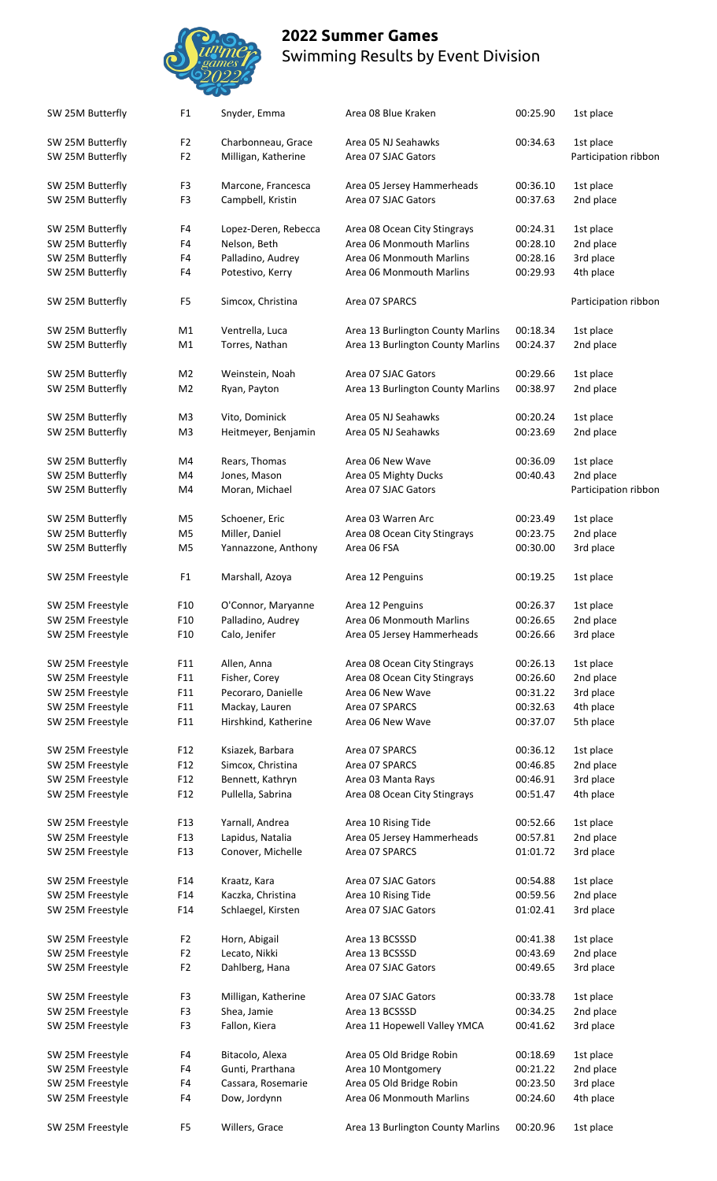## 2022 Summer Games
Swimming Results by Event Division

| Event | Division | Name | Team | Time | Place |
|---|---|---|---|---|---|
| SW 25M Butterfly | F1 | Snyder, Emma | Area 08 Blue Kraken | 00:25.90 | 1st place |
| SW 25M Butterfly | F2 | Charbonneau, Grace | Area 05 NJ Seahawks | 00:34.63 | 1st place |
| SW 25M Butterfly | F2 | Milligan, Katherine | Area 07 SJAC Gators | | Participation ribbon |
| SW 25M Butterfly | F3 | Marcone, Francesca | Area 05 Jersey Hammerheads | 00:36.10 | 1st place |
| SW 25M Butterfly | F3 | Campbell, Kristin | Area 07 SJAC Gators | 00:37.63 | 2nd place |
| SW 25M Butterfly | F4 | Lopez-Deren, Rebecca | Area 08 Ocean City Stingrays | 00:24.31 | 1st place |
| SW 25M Butterfly | F4 | Nelson, Beth | Area 06 Monmouth Marlins | 00:28.10 | 2nd place |
| SW 25M Butterfly | F4 | Palladino, Audrey | Area 06 Monmouth Marlins | 00:28.16 | 3rd place |
| SW 25M Butterfly | F4 | Potestivo, Kerry | Area 06 Monmouth Marlins | 00:29.93 | 4th place |
| SW 25M Butterfly | F5 | Simcox, Christina | Area 07 SPARCS | | Participation ribbon |
| SW 25M Butterfly | M1 | Ventrella, Luca | Area 13 Burlington County Marlins | 00:18.34 | 1st place |
| SW 25M Butterfly | M1 | Torres, Nathan | Area 13 Burlington County Marlins | 00:24.37 | 2nd place |
| SW 25M Butterfly | M2 | Weinstein, Noah | Area 07 SJAC Gators | 00:29.66 | 1st place |
| SW 25M Butterfly | M2 | Ryan, Payton | Area 13 Burlington County Marlins | 00:38.97 | 2nd place |
| SW 25M Butterfly | M3 | Vito, Dominick | Area 05 NJ Seahawks | 00:20.24 | 1st place |
| SW 25M Butterfly | M3 | Heitmeyer, Benjamin | Area 05 NJ Seahawks | 00:23.69 | 2nd place |
| SW 25M Butterfly | M4 | Rears, Thomas | Area 06 New Wave | 00:36.09 | 1st place |
| SW 25M Butterfly | M4 | Jones, Mason | Area 05 Mighty Ducks | 00:40.43 | 2nd place |
| SW 25M Butterfly | M4 | Moran, Michael | Area 07 SJAC Gators | | Participation ribbon |
| SW 25M Butterfly | M5 | Schoener, Eric | Area 03 Warren Arc | 00:23.49 | 1st place |
| SW 25M Butterfly | M5 | Miller, Daniel | Area 08 Ocean City Stingrays | 00:23.75 | 2nd place |
| SW 25M Butterfly | M5 | Yannazzone, Anthony | Area 06 FSA | 00:30.00 | 3rd place |
| SW 25M Freestyle | F1 | Marshall, Azoya | Area 12 Penguins | 00:19.25 | 1st place |
| SW 25M Freestyle | F10 | O'Connor, Maryanne | Area 12 Penguins | 00:26.37 | 1st place |
| SW 25M Freestyle | F10 | Palladino, Audrey | Area 06 Monmouth Marlins | 00:26.65 | 2nd place |
| SW 25M Freestyle | F10 | Calo, Jenifer | Area 05 Jersey Hammerheads | 00:26.66 | 3rd place |
| SW 25M Freestyle | F11 | Allen, Anna | Area 08 Ocean City Stingrays | 00:26.13 | 1st place |
| SW 25M Freestyle | F11 | Fisher, Corey | Area 08 Ocean City Stingrays | 00:26.60 | 2nd place |
| SW 25M Freestyle | F11 | Pecoraro, Danielle | Area 06 New Wave | 00:31.22 | 3rd place |
| SW 25M Freestyle | F11 | Mackay, Lauren | Area 07 SPARCS | 00:32.63 | 4th place |
| SW 25M Freestyle | F11 | Hirshkind, Katherine | Area 06 New Wave | 00:37.07 | 5th place |
| SW 25M Freestyle | F12 | Ksiazek, Barbara | Area 07 SPARCS | 00:36.12 | 1st place |
| SW 25M Freestyle | F12 | Simcox, Christina | Area 07 SPARCS | 00:46.85 | 2nd place |
| SW 25M Freestyle | F12 | Bennett, Kathryn | Area 03 Manta Rays | 00:46.91 | 3rd place |
| SW 25M Freestyle | F12 | Pullella, Sabrina | Area 08 Ocean City Stingrays | 00:51.47 | 4th place |
| SW 25M Freestyle | F13 | Yarnall, Andrea | Area 10 Rising Tide | 00:52.66 | 1st place |
| SW 25M Freestyle | F13 | Lapidus, Natalia | Area 05 Jersey Hammerheads | 00:57.81 | 2nd place |
| SW 25M Freestyle | F13 | Conover, Michelle | Area 07 SPARCS | 01:01.72 | 3rd place |
| SW 25M Freestyle | F14 | Kraatz, Kara | Area 07 SJAC Gators | 00:54.88 | 1st place |
| SW 25M Freestyle | F14 | Kaczka, Christina | Area 10 Rising Tide | 00:59.56 | 2nd place |
| SW 25M Freestyle | F14 | Schlaegel, Kirsten | Area 07 SJAC Gators | 01:02.41 | 3rd place |
| SW 25M Freestyle | F2 | Horn, Abigail | Area 13 BCSSSD | 00:41.38 | 1st place |
| SW 25M Freestyle | F2 | Lecato, Nikki | Area 13 BCSSSD | 00:43.69 | 2nd place |
| SW 25M Freestyle | F2 | Dahlberg, Hana | Area 07 SJAC Gators | 00:49.65 | 3rd place |
| SW 25M Freestyle | F3 | Milligan, Katherine | Area 07 SJAC Gators | 00:33.78 | 1st place |
| SW 25M Freestyle | F3 | Shea, Jamie | Area 13 BCSSSD | 00:34.25 | 2nd place |
| SW 25M Freestyle | F3 | Fallon, Kiera | Area 11 Hopewell Valley YMCA | 00:41.62 | 3rd place |
| SW 25M Freestyle | F4 | Bitacolo, Alexa | Area 05 Old Bridge Robin | 00:18.69 | 1st place |
| SW 25M Freestyle | F4 | Gunti, Prarthana | Area 10 Montgomery | 00:21.22 | 2nd place |
| SW 25M Freestyle | F4 | Cassara, Rosemarie | Area 05 Old Bridge Robin | 00:23.50 | 3rd place |
| SW 25M Freestyle | F4 | Dow, Jordynn | Area 06 Monmouth Marlins | 00:24.60 | 4th place |
| SW 25M Freestyle | F5 | Willers, Grace | Area 13 Burlington County Marlins | 00:20.96 | 1st place |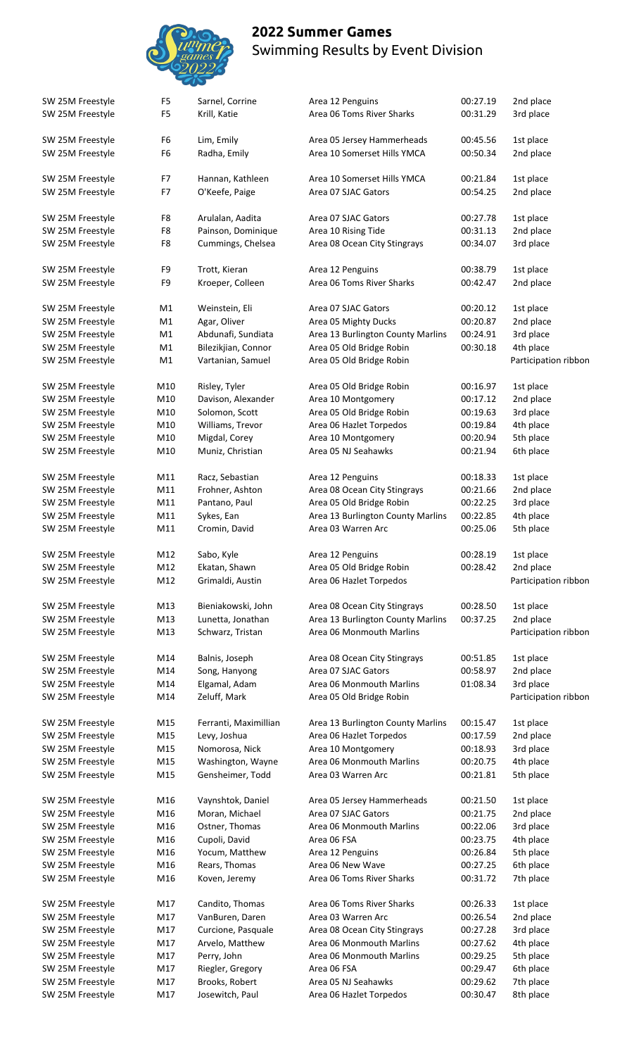# 2022 Summer Games

Swimming Results by Event Division

| Event | Division | Name | Team | Time | Place |
|---|---|---|---|---|---|
| SW 25M Freestyle | F5 | Sarnel, Corrine | Area 12 Penguins | 00:27.19 | 2nd place |
| SW 25M Freestyle | F5 | Krill, Katie | Area 06 Toms River Sharks | 00:31.29 | 3rd place |
| SW 25M Freestyle | F6 | Lim, Emily | Area 05 Jersey Hammerheads | 00:45.56 | 1st place |
| SW 25M Freestyle | F6 | Radha, Emily | Area 10 Somerset Hills YMCA | 00:50.34 | 2nd place |
| SW 25M Freestyle | F7 | Hannan, Kathleen | Area 10 Somerset Hills YMCA | 00:21.84 | 1st place |
| SW 25M Freestyle | F7 | O'Keefe, Paige | Area 07 SJAC Gators | 00:54.25 | 2nd place |
| SW 25M Freestyle | F8 | Arulalan, Aadita | Area 07 SJAC Gators | 00:27.78 | 1st place |
| SW 25M Freestyle | F8 | Painson, Dominique | Area 10 Rising Tide | 00:31.13 | 2nd place |
| SW 25M Freestyle | F8 | Cummings, Chelsea | Area 08 Ocean City Stingrays | 00:34.07 | 3rd place |
| SW 25M Freestyle | F9 | Trott, Kieran | Area 12 Penguins | 00:38.79 | 1st place |
| SW 25M Freestyle | F9 | Kroeper, Colleen | Area 06 Toms River Sharks | 00:42.47 | 2nd place |
| SW 25M Freestyle | M1 | Weinstein, Eli | Area 07 SJAC Gators | 00:20.12 | 1st place |
| SW 25M Freestyle | M1 | Agar, Oliver | Area 05 Mighty Ducks | 00:20.87 | 2nd place |
| SW 25M Freestyle | M1 | Abdunafi, Sundiata | Area 13 Burlington County Marlins | 00:24.91 | 3rd place |
| SW 25M Freestyle | M1 | Bilezikjian, Connor | Area 05 Old Bridge Robin | 00:30.18 | 4th place |
| SW 25M Freestyle | M1 | Vartanian, Samuel | Area 05 Old Bridge Robin | | Participation ribbon |
| SW 25M Freestyle | M10 | Risley, Tyler | Area 05 Old Bridge Robin | 00:16.97 | 1st place |
| SW 25M Freestyle | M10 | Davison, Alexander | Area 10 Montgomery | 00:17.12 | 2nd place |
| SW 25M Freestyle | M10 | Solomon, Scott | Area 05 Old Bridge Robin | 00:19.63 | 3rd place |
| SW 25M Freestyle | M10 | Williams, Trevor | Area 06 Hazlet Torpedos | 00:19.84 | 4th place |
| SW 25M Freestyle | M10 | Migdal, Corey | Area 10 Montgomery | 00:20.94 | 5th place |
| SW 25M Freestyle | M10 | Muniz, Christian | Area 05 NJ Seahawks | 00:21.94 | 6th place |
| SW 25M Freestyle | M11 | Racz, Sebastian | Area 12 Penguins | 00:18.33 | 1st place |
| SW 25M Freestyle | M11 | Frohner, Ashton | Area 08 Ocean City Stingrays | 00:21.66 | 2nd place |
| SW 25M Freestyle | M11 | Pantano, Paul | Area 05 Old Bridge Robin | 00:22.25 | 3rd place |
| SW 25M Freestyle | M11 | Sykes, Ean | Area 13 Burlington County Marlins | 00:22.85 | 4th place |
| SW 25M Freestyle | M11 | Cromin, David | Area 03 Warren Arc | 00:25.06 | 5th place |
| SW 25M Freestyle | M12 | Sabo, Kyle | Area 12 Penguins | 00:28.19 | 1st place |
| SW 25M Freestyle | M12 | Ekatan, Shawn | Area 05 Old Bridge Robin | 00:28.42 | 2nd place |
| SW 25M Freestyle | M12 | Grimaldi, Austin | Area 06 Hazlet Torpedos | | Participation ribbon |
| SW 25M Freestyle | M13 | Bieniakowski, John | Area 08 Ocean City Stingrays | 00:28.50 | 1st place |
| SW 25M Freestyle | M13 | Lunetta, Jonathan | Area 13 Burlington County Marlins | 00:37.25 | 2nd place |
| SW 25M Freestyle | M13 | Schwarz, Tristan | Area 06 Monmouth Marlins | | Participation ribbon |
| SW 25M Freestyle | M14 | Balnis, Joseph | Area 08 Ocean City Stingrays | 00:51.85 | 1st place |
| SW 25M Freestyle | M14 | Song, Hanyong | Area 07 SJAC Gators | 00:58.97 | 2nd place |
| SW 25M Freestyle | M14 | Elgamal, Adam | Area 06 Monmouth Marlins | 01:08.34 | 3rd place |
| SW 25M Freestyle | M14 | Zeluff, Mark | Area 05 Old Bridge Robin | | Participation ribbon |
| SW 25M Freestyle | M15 | Ferranti, Maximillian | Area 13 Burlington County Marlins | 00:15.47 | 1st place |
| SW 25M Freestyle | M15 | Levy, Joshua | Area 06 Hazlet Torpedos | 00:17.59 | 2nd place |
| SW 25M Freestyle | M15 | Nomorosa, Nick | Area 10 Montgomery | 00:18.93 | 3rd place |
| SW 25M Freestyle | M15 | Washington, Wayne | Area 06 Monmouth Marlins | 00:20.75 | 4th place |
| SW 25M Freestyle | M15 | Gensheimer, Todd | Area 03 Warren Arc | 00:21.81 | 5th place |
| SW 25M Freestyle | M16 | Vaynshtok, Daniel | Area 05 Jersey Hammerheads | 00:21.50 | 1st place |
| SW 25M Freestyle | M16 | Moran, Michael | Area 07 SJAC Gators | 00:21.75 | 2nd place |
| SW 25M Freestyle | M16 | Ostner, Thomas | Area 06 Monmouth Marlins | 00:22.06 | 3rd place |
| SW 25M Freestyle | M16 | Cupoli, David | Area 06 FSA | 00:23.75 | 4th place |
| SW 25M Freestyle | M16 | Yocum, Matthew | Area 12 Penguins | 00:26.84 | 5th place |
| SW 25M Freestyle | M16 | Rears, Thomas | Area 06 New Wave | 00:27.25 | 6th place |
| SW 25M Freestyle | M16 | Koven, Jeremy | Area 06 Toms River Sharks | 00:31.72 | 7th place |
| SW 25M Freestyle | M17 | Candito, Thomas | Area 06 Toms River Sharks | 00:26.33 | 1st place |
| SW 25M Freestyle | M17 | VanBuren, Daren | Area 03 Warren Arc | 00:26.54 | 2nd place |
| SW 25M Freestyle | M17 | Curcione, Pasquale | Area 08 Ocean City Stingrays | 00:27.28 | 3rd place |
| SW 25M Freestyle | M17 | Arvelo, Matthew | Area 06 Monmouth Marlins | 00:27.62 | 4th place |
| SW 25M Freestyle | M17 | Perry, John | Area 06 Monmouth Marlins | 00:29.25 | 5th place |
| SW 25M Freestyle | M17 | Riegler, Gregory | Area 06 FSA | 00:29.47 | 6th place |
| SW 25M Freestyle | M17 | Brooks, Robert | Area 05 NJ Seahawks | 00:29.62 | 7th place |
| SW 25M Freestyle | M17 | Josewitch, Paul | Area 06 Hazlet Torpedos | 00:30.47 | 8th place |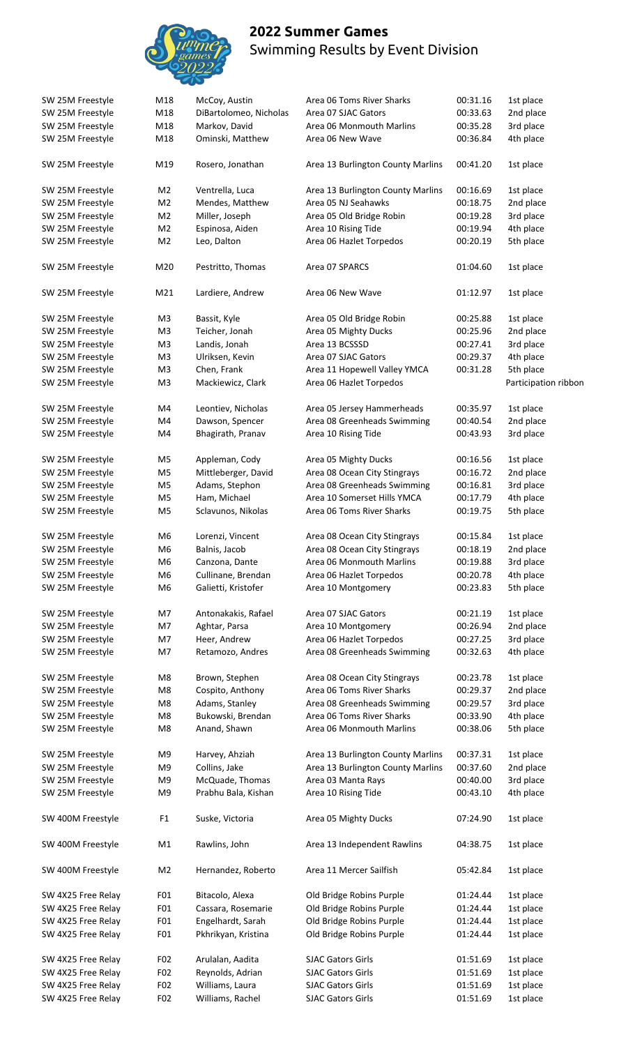## 2022 Summer Games
Swimming Results by Event Division

| Event | Division | Name | Team | Time | Place |
|---|---|---|---|---|---|
| SW 25M Freestyle | M18 | McCoy, Austin | Area 06 Toms River Sharks | 00:31.16 | 1st place |
| SW 25M Freestyle | M18 | DiBartolomeo, Nicholas | Area 07 SJAC Gators | 00:33.63 | 2nd place |
| SW 25M Freestyle | M18 | Markov, David | Area 06 Monmouth Marlins | 00:35.28 | 3rd place |
| SW 25M Freestyle | M18 | Ominski, Matthew | Area 06 New Wave | 00:36.84 | 4th place |
| SW 25M Freestyle | M19 | Rosero, Jonathan | Area 13 Burlington County Marlins | 00:41.20 | 1st place |
| SW 25M Freestyle | M2 | Ventrella, Luca | Area 13 Burlington County Marlins | 00:16.69 | 1st place |
| SW 25M Freestyle | M2 | Mendes, Matthew | Area 05 NJ Seahawks | 00:18.75 | 2nd place |
| SW 25M Freestyle | M2 | Miller, Joseph | Area 05 Old Bridge Robin | 00:19.28 | 3rd place |
| SW 25M Freestyle | M2 | Espinosa, Aiden | Area 10 Rising Tide | 00:19.94 | 4th place |
| SW 25M Freestyle | M2 | Leo, Dalton | Area 06 Hazlet Torpedos | 00:20.19 | 5th place |
| SW 25M Freestyle | M20 | Pestritto, Thomas | Area 07 SPARCS | 01:04.60 | 1st place |
| SW 25M Freestyle | M21 | Lardiere, Andrew | Area 06 New Wave | 01:12.97 | 1st place |
| SW 25M Freestyle | M3 | Bassit, Kyle | Area 05 Old Bridge Robin | 00:25.88 | 1st place |
| SW 25M Freestyle | M3 | Teicher, Jonah | Area 05 Mighty Ducks | 00:25.96 | 2nd place |
| SW 25M Freestyle | M3 | Landis, Jonah | Area 13 BCSSSD | 00:27.41 | 3rd place |
| SW 25M Freestyle | M3 | Ulriksen, Kevin | Area 07 SJAC Gators | 00:29.37 | 4th place |
| SW 25M Freestyle | M3 | Chen, Frank | Area 11 Hopewell Valley YMCA | 00:31.28 | 5th place |
| SW 25M Freestyle | M3 | Mackiewicz, Clark | Area 06 Hazlet Torpedos | | Participation ribbon |
| SW 25M Freestyle | M4 | Leontiev, Nicholas | Area 05 Jersey Hammerheads | 00:35.97 | 1st place |
| SW 25M Freestyle | M4 | Dawson, Spencer | Area 08 Greenheads Swimming | 00:40.54 | 2nd place |
| SW 25M Freestyle | M4 | Bhagirath, Pranav | Area 10 Rising Tide | 00:43.93 | 3rd place |
| SW 25M Freestyle | M5 | Appleman, Cody | Area 05 Mighty Ducks | 00:16.56 | 1st place |
| SW 25M Freestyle | M5 | Mittleberger, David | Area 08 Ocean City Stingrays | 00:16.72 | 2nd place |
| SW 25M Freestyle | M5 | Adams, Stephon | Area 08 Greenheads Swimming | 00:16.81 | 3rd place |
| SW 25M Freestyle | M5 | Ham, Michael | Area 10 Somerset Hills YMCA | 00:17.79 | 4th place |
| SW 25M Freestyle | M5 | Sclavunos, Nikolas | Area 06 Toms River Sharks | 00:19.75 | 5th place |
| SW 25M Freestyle | M6 | Lorenzi, Vincent | Area 08 Ocean City Stingrays | 00:15.84 | 1st place |
| SW 25M Freestyle | M6 | Balnis, Jacob | Area 08 Ocean City Stingrays | 00:18.19 | 2nd place |
| SW 25M Freestyle | M6 | Canzona, Dante | Area 06 Monmouth Marlins | 00:19.88 | 3rd place |
| SW 25M Freestyle | M6 | Cullinane, Brendan | Area 06 Hazlet Torpedos | 00:20.78 | 4th place |
| SW 25M Freestyle | M6 | Galietti, Kristofer | Area 10 Montgomery | 00:23.83 | 5th place |
| SW 25M Freestyle | M7 | Antonakakis, Rafael | Area 07 SJAC Gators | 00:21.19 | 1st place |
| SW 25M Freestyle | M7 | Aghtar, Parsa | Area 10 Montgomery | 00:26.94 | 2nd place |
| SW 25M Freestyle | M7 | Heer, Andrew | Area 06 Hazlet Torpedos | 00:27.25 | 3rd place |
| SW 25M Freestyle | M7 | Retamozo, Andres | Area 08 Greenheads Swimming | 00:32.63 | 4th place |
| SW 25M Freestyle | M8 | Brown, Stephen | Area 08 Ocean City Stingrays | 00:23.78 | 1st place |
| SW 25M Freestyle | M8 | Cospito, Anthony | Area 06 Toms River Sharks | 00:29.37 | 2nd place |
| SW 25M Freestyle | M8 | Adams, Stanley | Area 08 Greenheads Swimming | 00:29.57 | 3rd place |
| SW 25M Freestyle | M8 | Bukowski, Brendan | Area 06 Toms River Sharks | 00:33.90 | 4th place |
| SW 25M Freestyle | M8 | Anand, Shawn | Area 06 Monmouth Marlins | 00:38.06 | 5th place |
| SW 25M Freestyle | M9 | Harvey, Ahziah | Area 13 Burlington County Marlins | 00:37.31 | 1st place |
| SW 25M Freestyle | M9 | Collins, Jake | Area 13 Burlington County Marlins | 00:37.60 | 2nd place |
| SW 25M Freestyle | M9 | McQuade, Thomas | Area 03 Manta Rays | 00:40.00 | 3rd place |
| SW 25M Freestyle | M9 | Prabhu Bala, Kishan | Area 10 Rising Tide | 00:43.10 | 4th place |
| SW 400M Freestyle | F1 | Suske, Victoria | Area 05 Mighty Ducks | 07:24.90 | 1st place |
| SW 400M Freestyle | M1 | Rawlins, John | Area 13 Independent Rawlins | 04:38.75 | 1st place |
| SW 400M Freestyle | M2 | Hernandez, Roberto | Area 11 Mercer Sailfish | 05:42.84 | 1st place |
| SW 4X25 Free Relay | F01 | Bitacolo, Alexa | Old Bridge Robins Purple | 01:24.44 | 1st place |
| SW 4X25 Free Relay | F01 | Cassara, Rosemarie | Old Bridge Robins Purple | 01:24.44 | 1st place |
| SW 4X25 Free Relay | F01 | Engelhardt, Sarah | Old Bridge Robins Purple | 01:24.44 | 1st place |
| SW 4X25 Free Relay | F01 | Pkhrikyan, Kristina | Old Bridge Robins Purple | 01:24.44 | 1st place |
| SW 4X25 Free Relay | F02 | Arulalan, Aadita | SJAC Gators Girls | 01:51.69 | 1st place |
| SW 4X25 Free Relay | F02 | Reynolds, Adrian | SJAC Gators Girls | 01:51.69 | 1st place |
| SW 4X25 Free Relay | F02 | Williams, Laura | SJAC Gators Girls | 01:51.69 | 1st place |
| SW 4X25 Free Relay | F02 | Williams, Rachel | SJAC Gators Girls | 01:51.69 | 1st place |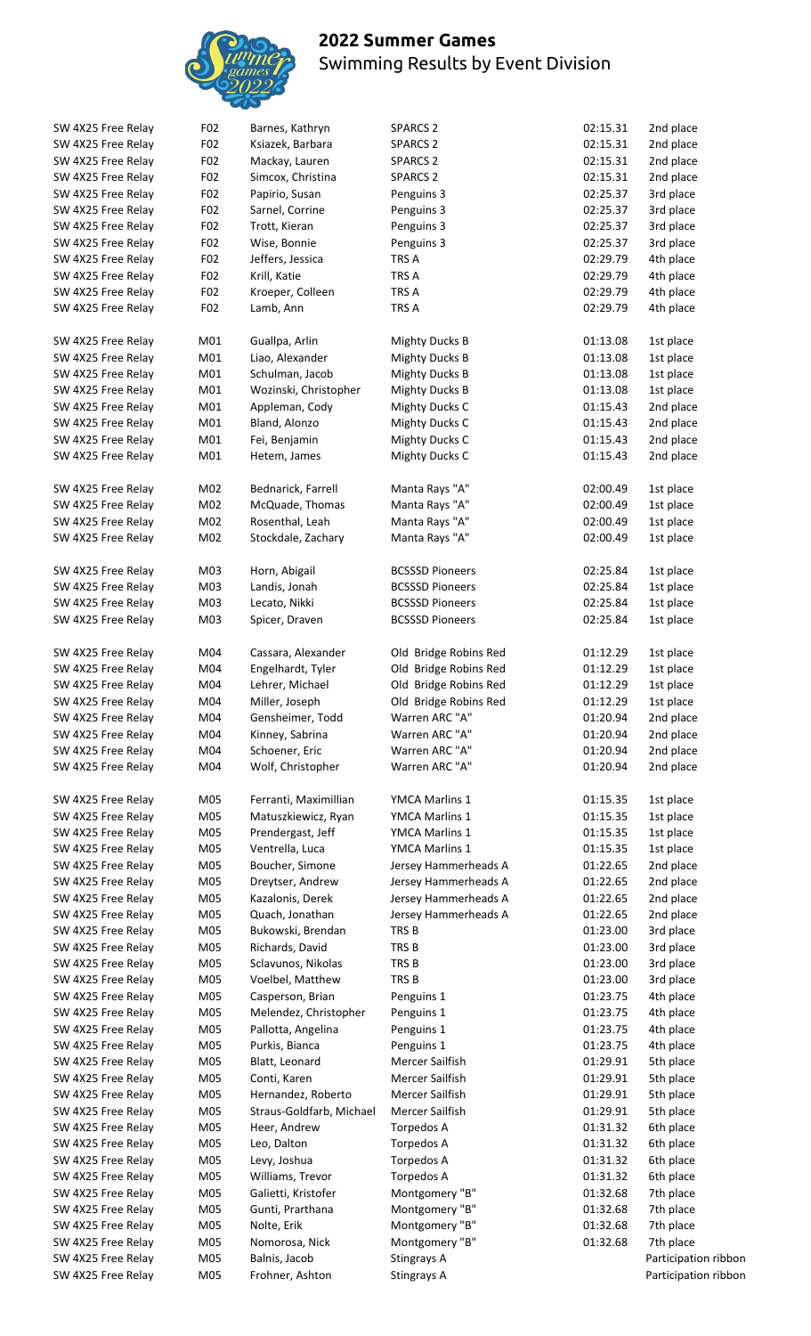# 2022 Summer Games
Swimming Results by Event Division

| Event | Division | Name | Team | Time | Place |
|---|---|---|---|---|---|
| SW 4X25 Free Relay | F02 | Barnes, Kathryn | SPARCS 2 | 02:15.31 | 2nd place |
| SW 4X25 Free Relay | F02 | Ksiazek, Barbara | SPARCS 2 | 02:15.31 | 2nd place |
| SW 4X25 Free Relay | F02 | Mackay, Lauren | SPARCS 2 | 02:15.31 | 2nd place |
| SW 4X25 Free Relay | F02 | Simcox, Christina | SPARCS 2 | 02:15.31 | 2nd place |
| SW 4X25 Free Relay | F02 | Papirio, Susan | Penguins 3 | 02:25.37 | 3rd place |
| SW 4X25 Free Relay | F02 | Sarnel, Corrine | Penguins 3 | 02:25.37 | 3rd place |
| SW 4X25 Free Relay | F02 | Trott, Kieran | Penguins 3 | 02:25.37 | 3rd place |
| SW 4X25 Free Relay | F02 | Wise, Bonnie | Penguins 3 | 02:25.37 | 3rd place |
| SW 4X25 Free Relay | F02 | Jeffers, Jessica | TRS A | 02:29.79 | 4th place |
| SW 4X25 Free Relay | F02 | Krill, Katie | TRS A | 02:29.79 | 4th place |
| SW 4X25 Free Relay | F02 | Kroeper, Colleen | TRS A | 02:29.79 | 4th place |
| SW 4X25 Free Relay | F02 | Lamb, Ann | TRS A | 02:29.79 | 4th place |
| SW 4X25 Free Relay | M01 | Guallpa, Arlin | Mighty Ducks B | 01:13.08 | 1st place |
| SW 4X25 Free Relay | M01 | Liao, Alexander | Mighty Ducks B | 01:13.08 | 1st place |
| SW 4X25 Free Relay | M01 | Schulman, Jacob | Mighty Ducks B | 01:13.08 | 1st place |
| SW 4X25 Free Relay | M01 | Wozinski, Christopher | Mighty Ducks B | 01:13.08 | 1st place |
| SW 4X25 Free Relay | M01 | Appleman, Cody | Mighty Ducks C | 01:15.43 | 2nd place |
| SW 4X25 Free Relay | M01 | Bland, Alonzo | Mighty Ducks C | 01:15.43 | 2nd place |
| SW 4X25 Free Relay | M01 | Fei, Benjamin | Mighty Ducks C | 01:15.43 | 2nd place |
| SW 4X25 Free Relay | M01 | Hetem, James | Mighty Ducks C | 01:15.43 | 2nd place |
| SW 4X25 Free Relay | M02 | Bednarick, Farrell | Manta Rays "A" | 02:00.49 | 1st place |
| SW 4X25 Free Relay | M02 | McQuade, Thomas | Manta Rays "A" | 02:00.49 | 1st place |
| SW 4X25 Free Relay | M02 | Rosenthal, Leah | Manta Rays "A" | 02:00.49 | 1st place |
| SW 4X25 Free Relay | M02 | Stockdale, Zachary | Manta Rays "A" | 02:00.49 | 1st place |
| SW 4X25 Free Relay | M03 | Horn, Abigail | BCSSSD Pioneers | 02:25.84 | 1st place |
| SW 4X25 Free Relay | M03 | Landis, Jonah | BCSSSD Pioneers | 02:25.84 | 1st place |
| SW 4X25 Free Relay | M03 | Lecato, Nikki | BCSSSD Pioneers | 02:25.84 | 1st place |
| SW 4X25 Free Relay | M03 | Spicer, Draven | BCSSSD Pioneers | 02:25.84 | 1st place |
| SW 4X25 Free Relay | M04 | Cassara, Alexander | Old Bridge Robins Red | 01:12.29 | 1st place |
| SW 4X25 Free Relay | M04 | Engelhardt, Tyler | Old Bridge Robins Red | 01:12.29 | 1st place |
| SW 4X25 Free Relay | M04 | Lehrer, Michael | Old Bridge Robins Red | 01:12.29 | 1st place |
| SW 4X25 Free Relay | M04 | Miller, Joseph | Old Bridge Robins Red | 01:12.29 | 1st place |
| SW 4X25 Free Relay | M04 | Gensheimer, Todd | Warren ARC "A" | 01:20.94 | 2nd place |
| SW 4X25 Free Relay | M04 | Kinney, Sabrina | Warren ARC "A" | 01:20.94 | 2nd place |
| SW 4X25 Free Relay | M04 | Schoener, Eric | Warren ARC "A" | 01:20.94 | 2nd place |
| SW 4X25 Free Relay | M04 | Wolf, Christopher | Warren ARC "A" | 01:20.94 | 2nd place |
| SW 4X25 Free Relay | M05 | Ferranti, Maximillian | YMCA Marlins 1 | 01:15.35 | 1st place |
| SW 4X25 Free Relay | M05 | Matuszkiewicz, Ryan | YMCA Marlins 1 | 01:15.35 | 1st place |
| SW 4X25 Free Relay | M05 | Prendergast, Jeff | YMCA Marlins 1 | 01:15.35 | 1st place |
| SW 4X25 Free Relay | M05 | Ventrella, Luca | YMCA Marlins 1 | 01:15.35 | 1st place |
| SW 4X25 Free Relay | M05 | Boucher, Simone | Jersey Hammerheads A | 01:22.65 | 2nd place |
| SW 4X25 Free Relay | M05 | Dreytser, Andrew | Jersey Hammerheads A | 01:22.65 | 2nd place |
| SW 4X25 Free Relay | M05 | Kazalonis, Derek | Jersey Hammerheads A | 01:22.65 | 2nd place |
| SW 4X25 Free Relay | M05 | Quach, Jonathan | Jersey Hammerheads A | 01:22.65 | 2nd place |
| SW 4X25 Free Relay | M05 | Bukowski, Brendan | TRS B | 01:23.00 | 3rd place |
| SW 4X25 Free Relay | M05 | Richards, David | TRS B | 01:23.00 | 3rd place |
| SW 4X25 Free Relay | M05 | Sclavunos, Nikolas | TRS B | 01:23.00 | 3rd place |
| SW 4X25 Free Relay | M05 | Voelbel, Matthew | TRS B | 01:23.00 | 3rd place |
| SW 4X25 Free Relay | M05 | Casperson, Brian | Penguins 1 | 01:23.75 | 4th place |
| SW 4X25 Free Relay | M05 | Melendez, Christopher | Penguins 1 | 01:23.75 | 4th place |
| SW 4X25 Free Relay | M05 | Pallotta, Angelina | Penguins 1 | 01:23.75 | 4th place |
| SW 4X25 Free Relay | M05 | Purkis, Bianca | Penguins 1 | 01:23.75 | 4th place |
| SW 4X25 Free Relay | M05 | Blatt, Leonard | Mercer Sailfish | 01:29.91 | 5th place |
| SW 4X25 Free Relay | M05 | Conti, Karen | Mercer Sailfish | 01:29.91 | 5th place |
| SW 4X25 Free Relay | M05 | Hernandez, Roberto | Mercer Sailfish | 01:29.91 | 5th place |
| SW 4X25 Free Relay | M05 | Straus-Goldfarb, Michael | Mercer Sailfish | 01:29.91 | 5th place |
| SW 4X25 Free Relay | M05 | Heer, Andrew | Torpedos A | 01:31.32 | 6th place |
| SW 4X25 Free Relay | M05 | Leo, Dalton | Torpedos A | 01:31.32 | 6th place |
| SW 4X25 Free Relay | M05 | Levy, Joshua | Torpedos A | 01:31.32 | 6th place |
| SW 4X25 Free Relay | M05 | Williams, Trevor | Torpedos A | 01:31.32 | 6th place |
| SW 4X25 Free Relay | M05 | Galietti, Kristofer | Montgomery "B" | 01:32.68 | 7th place |
| SW 4X25 Free Relay | M05 | Gunti, Prarthana | Montgomery "B" | 01:32.68 | 7th place |
| SW 4X25 Free Relay | M05 | Nolte, Erik | Montgomery "B" | 01:32.68 | 7th place |
| SW 4X25 Free Relay | M05 | Nomorosa, Nick | Montgomery "B" | 01:32.68 | 7th place |
| SW 4X25 Free Relay | M05 | Balnis, Jacob | Stingrays A | | Participation ribbon |
| SW 4X25 Free Relay | M05 | Frohner, Ashton | Stingrays A | | Participation ribbon |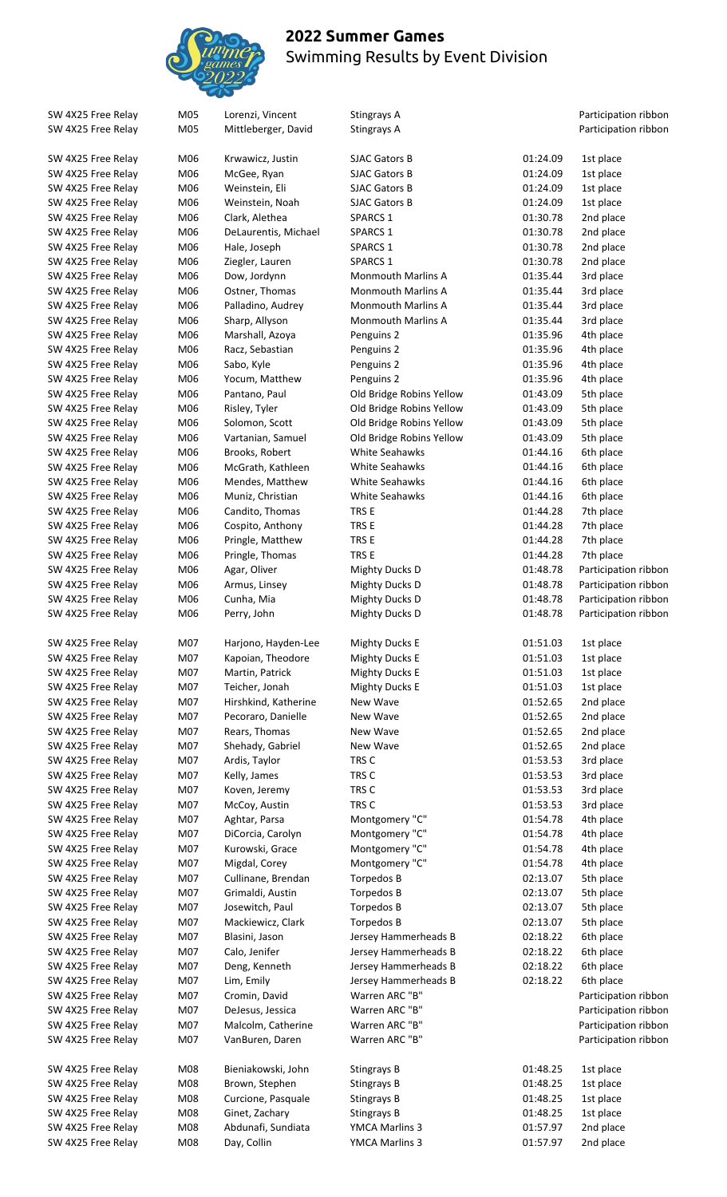# 2022 Summer Games

Swimming Results by Event Division

| Event | Division | Name | Team | Time | Place |
|---|---|---|---|---|---|
| SW 4X25 Free Relay | M05 | Lorenzi, Vincent | Stingrays A | | Participation ribbon |
| SW 4X25 Free Relay | M05 | Mittleberger, David | Stingrays A | | Participation ribbon |
| | | | | | |
| SW 4X25 Free Relay | M06 | Krwawicz, Justin | SJAC Gators B | 01:24.09 | 1st place |
| SW 4X25 Free Relay | M06 | McGee, Ryan | SJAC Gators B | 01:24.09 | 1st place |
| SW 4X25 Free Relay | M06 | Weinstein, Eli | SJAC Gators B | 01:24.09 | 1st place |
| SW 4X25 Free Relay | M06 | Weinstein, Noah | SJAC Gators B | 01:24.09 | 1st place |
| SW 4X25 Free Relay | M06 | Clark, Alethea | SPARCS 1 | 01:30.78 | 2nd place |
| SW 4X25 Free Relay | M06 | DeLaurentis, Michael | SPARCS 1 | 01:30.78 | 2nd place |
| SW 4X25 Free Relay | M06 | Hale, Joseph | SPARCS 1 | 01:30.78 | 2nd place |
| SW 4X25 Free Relay | M06 | Ziegler, Lauren | SPARCS 1 | 01:30.78 | 2nd place |
| SW 4X25 Free Relay | M06 | Dow, Jordynn | Monmouth Marlins A | 01:35.44 | 3rd place |
| SW 4X25 Free Relay | M06 | Ostner, Thomas | Monmouth Marlins A | 01:35.44 | 3rd place |
| SW 4X25 Free Relay | M06 | Palladino, Audrey | Monmouth Marlins A | 01:35.44 | 3rd place |
| SW 4X25 Free Relay | M06 | Sharp, Allyson | Monmouth Marlins A | 01:35.44 | 3rd place |
| SW 4X25 Free Relay | M06 | Marshall, Azoya | Penguins 2 | 01:35.96 | 4th place |
| SW 4X25 Free Relay | M06 | Racz, Sebastian | Penguins 2 | 01:35.96 | 4th place |
| SW 4X25 Free Relay | M06 | Sabo, Kyle | Penguins 2 | 01:35.96 | 4th place |
| SW 4X25 Free Relay | M06 | Yocum, Matthew | Penguins 2 | 01:35.96 | 4th place |
| SW 4X25 Free Relay | M06 | Pantano, Paul | Old Bridge Robins Yellow | 01:43.09 | 5th place |
| SW 4X25 Free Relay | M06 | Risley, Tyler | Old Bridge Robins Yellow | 01:43.09 | 5th place |
| SW 4X25 Free Relay | M06 | Solomon, Scott | Old Bridge Robins Yellow | 01:43.09 | 5th place |
| SW 4X25 Free Relay | M06 | Vartanian, Samuel | Old Bridge Robins Yellow | 01:43.09 | 5th place |
| SW 4X25 Free Relay | M06 | Brooks, Robert | White Seahawks | 01:44.16 | 6th place |
| SW 4X25 Free Relay | M06 | McGrath, Kathleen | White Seahawks | 01:44.16 | 6th place |
| SW 4X25 Free Relay | M06 | Mendes, Matthew | White Seahawks | 01:44.16 | 6th place |
| SW 4X25 Free Relay | M06 | Muniz, Christian | White Seahawks | 01:44.16 | 6th place |
| SW 4X25 Free Relay | M06 | Candito, Thomas | TRS E | 01:44.28 | 7th place |
| SW 4X25 Free Relay | M06 | Cospito, Anthony | TRS E | 01:44.28 | 7th place |
| SW 4X25 Free Relay | M06 | Pringle, Matthew | TRS E | 01:44.28 | 7th place |
| SW 4X25 Free Relay | M06 | Pringle, Thomas | TRS E | 01:44.28 | 7th place |
| SW 4X25 Free Relay | M06 | Agar, Oliver | Mighty Ducks D | 01:48.78 | Participation ribbon |
| SW 4X25 Free Relay | M06 | Armus, Linsey | Mighty Ducks D | 01:48.78 | Participation ribbon |
| SW 4X25 Free Relay | M06 | Cunha, Mia | Mighty Ducks D | 01:48.78 | Participation ribbon |
| SW 4X25 Free Relay | M06 | Perry, John | Mighty Ducks D | 01:48.78 | Participation ribbon |
| | | | | | |
| SW 4X25 Free Relay | M07 | Harjono, Hayden-Lee | Mighty Ducks E | 01:51.03 | 1st place |
| SW 4X25 Free Relay | M07 | Kapoian, Theodore | Mighty Ducks E | 01:51.03 | 1st place |
| SW 4X25 Free Relay | M07 | Martin, Patrick | Mighty Ducks E | 01:51.03 | 1st place |
| SW 4X25 Free Relay | M07 | Teicher, Jonah | Mighty Ducks E | 01:51.03 | 1st place |
| SW 4X25 Free Relay | M07 | Hirshkind, Katherine | New Wave | 01:52.65 | 2nd place |
| SW 4X25 Free Relay | M07 | Pecoraro, Danielle | New Wave | 01:52.65 | 2nd place |
| SW 4X25 Free Relay | M07 | Rears, Thomas | New Wave | 01:52.65 | 2nd place |
| SW 4X25 Free Relay | M07 | Shehady, Gabriel | New Wave | 01:52.65 | 2nd place |
| SW 4X25 Free Relay | M07 | Ardis, Taylor | TRS C | 01:53.53 | 3rd place |
| SW 4X25 Free Relay | M07 | Kelly, James | TRS C | 01:53.53 | 3rd place |
| SW 4X25 Free Relay | M07 | Koven, Jeremy | TRS C | 01:53.53 | 3rd place |
| SW 4X25 Free Relay | M07 | McCoy, Austin | TRS C | 01:53.53 | 3rd place |
| SW 4X25 Free Relay | M07 | Aghtar, Parsa | Montgomery "C" | 01:54.78 | 4th place |
| SW 4X25 Free Relay | M07 | DiCorcia, Carolyn | Montgomery "C" | 01:54.78 | 4th place |
| SW 4X25 Free Relay | M07 | Kurowski, Grace | Montgomery "C" | 01:54.78 | 4th place |
| SW 4X25 Free Relay | M07 | Migdal, Corey | Montgomery "C" | 01:54.78 | 4th place |
| SW 4X25 Free Relay | M07 | Cullinane, Brendan | Torpedos B | 02:13.07 | 5th place |
| SW 4X25 Free Relay | M07 | Grimaldi, Austin | Torpedos B | 02:13.07 | 5th place |
| SW 4X25 Free Relay | M07 | Josewitch, Paul | Torpedos B | 02:13.07 | 5th place |
| SW 4X25 Free Relay | M07 | Mackiewicz, Clark | Torpedos B | 02:13.07 | 5th place |
| SW 4X25 Free Relay | M07 | Blasini, Jason | Jersey Hammerheads B | 02:18.22 | 6th place |
| SW 4X25 Free Relay | M07 | Calo, Jenifer | Jersey Hammerheads B | 02:18.22 | 6th place |
| SW 4X25 Free Relay | M07 | Deng, Kenneth | Jersey Hammerheads B | 02:18.22 | 6th place |
| SW 4X25 Free Relay | M07 | Lim, Emily | Jersey Hammerheads B | 02:18.22 | 6th place |
| SW 4X25 Free Relay | M07 | Cromin, David | Warren ARC "B" | | Participation ribbon |
| SW 4X25 Free Relay | M07 | DeJesus, Jessica | Warren ARC "B" | | Participation ribbon |
| SW 4X25 Free Relay | M07 | Malcolm, Catherine | Warren ARC "B" | | Participation ribbon |
| SW 4X25 Free Relay | M07 | VanBuren, Daren | Warren ARC "B" | | Participation ribbon |
| | | | | | |
| SW 4X25 Free Relay | M08 | Bieniakowski, John | Stingrays B | 01:48.25 | 1st place |
| SW 4X25 Free Relay | M08 | Brown, Stephen | Stingrays B | 01:48.25 | 1st place |
| SW 4X25 Free Relay | M08 | Curcione, Pasquale | Stingrays B | 01:48.25 | 1st place |
| SW 4X25 Free Relay | M08 | Ginet, Zachary | Stingrays B | 01:48.25 | 1st place |
| SW 4X25 Free Relay | M08 | Abdunafi, Sundiata | YMCA Marlins 3 | 01:57.97 | 2nd place |
| SW 4X25 Free Relay | M08 | Day, Collin | YMCA Marlins 3 | 01:57.97 | 2nd place |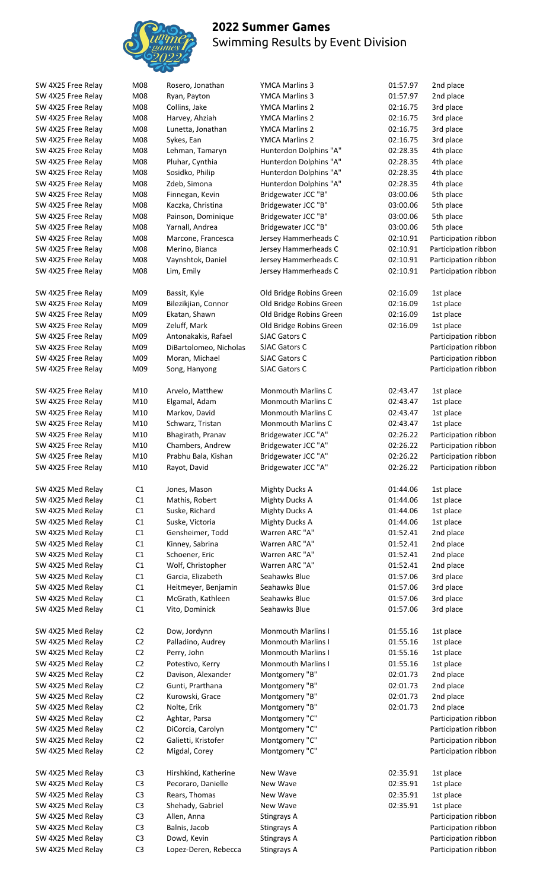## 2022 Summer Games
Swimming Results by Event Division

| Event | Division | Name | Team | Time | Place |
|---|---|---|---|---|---|
| SW 4X25 Free Relay | M08 | Rosero, Jonathan | YMCA Marlins 3 | 01:57.97 | 2nd place |
| SW 4X25 Free Relay | M08 | Ryan, Payton | YMCA Marlins 3 | 01:57.97 | 2nd place |
| SW 4X25 Free Relay | M08 | Collins, Jake | YMCA Marlins 2 | 02:16.75 | 3rd place |
| SW 4X25 Free Relay | M08 | Harvey, Ahziah | YMCA Marlins 2 | 02:16.75 | 3rd place |
| SW 4X25 Free Relay | M08 | Lunetta, Jonathan | YMCA Marlins 2 | 02:16.75 | 3rd place |
| SW 4X25 Free Relay | M08 | Sykes, Ean | YMCA Marlins 2 | 02:16.75 | 3rd place |
| SW 4X25 Free Relay | M08 | Lehman, Tamaryn | Hunterdon Dolphins "A" | 02:28.35 | 4th place |
| SW 4X25 Free Relay | M08 | Pluhar, Cynthia | Hunterdon Dolphins "A" | 02:28.35 | 4th place |
| SW 4X25 Free Relay | M08 | Sosidko, Philip | Hunterdon Dolphins "A" | 02:28.35 | 4th place |
| SW 4X25 Free Relay | M08 | Zdeb, Simona | Hunterdon Dolphins "A" | 02:28.35 | 4th place |
| SW 4X25 Free Relay | M08 | Finnegan, Kevin | Bridgewater JCC "B" | 03:00.06 | 5th place |
| SW 4X25 Free Relay | M08 | Kaczka, Christina | Bridgewater JCC "B" | 03:00.06 | 5th place |
| SW 4X25 Free Relay | M08 | Painson, Dominique | Bridgewater JCC "B" | 03:00.06 | 5th place |
| SW 4X25 Free Relay | M08 | Yarnall, Andrea | Bridgewater JCC "B" | 03:00.06 | 5th place |
| SW 4X25 Free Relay | M08 | Marcone, Francesca | Jersey Hammerheads C | 02:10.91 | Participation ribbon |
| SW 4X25 Free Relay | M08 | Merino, Bianca | Jersey Hammerheads C | 02:10.91 | Participation ribbon |
| SW 4X25 Free Relay | M08 | Vaynshtok, Daniel | Jersey Hammerheads C | 02:10.91 | Participation ribbon |
| SW 4X25 Free Relay | M08 | Lim, Emily | Jersey Hammerheads C | 02:10.91 | Participation ribbon |
| | | | | | |
| SW 4X25 Free Relay | M09 | Bassit, Kyle | Old Bridge Robins Green | 02:16.09 | 1st place |
| SW 4X25 Free Relay | M09 | Bilezikjian, Connor | Old Bridge Robins Green | 02:16.09 | 1st place |
| SW 4X25 Free Relay | M09 | Ekatan, Shawn | Old Bridge Robins Green | 02:16.09 | 1st place |
| SW 4X25 Free Relay | M09 | Zeluff, Mark | Old Bridge Robins Green | 02:16.09 | 1st place |
| SW 4X25 Free Relay | M09 | Antonakakis, Rafael | SJAC Gators C | | Participation ribbon |
| SW 4X25 Free Relay | M09 | DiBartolomeo, Nicholas | SJAC Gators C | | Participation ribbon |
| SW 4X25 Free Relay | M09 | Moran, Michael | SJAC Gators C | | Participation ribbon |
| SW 4X25 Free Relay | M09 | Song, Hanyong | SJAC Gators C | | Participation ribbon |
| | | | | | |
| SW 4X25 Free Relay | M10 | Arvelo, Matthew | Monmouth Marlins C | 02:43.47 | 1st place |
| SW 4X25 Free Relay | M10 | Elgamal, Adam | Monmouth Marlins C | 02:43.47 | 1st place |
| SW 4X25 Free Relay | M10 | Markov, David | Monmouth Marlins C | 02:43.47 | 1st place |
| SW 4X25 Free Relay | M10 | Schwarz, Tristan | Monmouth Marlins C | 02:43.47 | 1st place |
| SW 4X25 Free Relay | M10 | Bhagirath, Pranav | Bridgewater JCC "A" | 02:26.22 | Participation ribbon |
| SW 4X25 Free Relay | M10 | Chambers, Andrew | Bridgewater JCC "A" | 02:26.22 | Participation ribbon |
| SW 4X25 Free Relay | M10 | Prabhu Bala, Kishan | Bridgewater JCC "A" | 02:26.22 | Participation ribbon |
| SW 4X25 Free Relay | M10 | Rayot, David | Bridgewater JCC "A" | 02:26.22 | Participation ribbon |
| | | | | | |
| SW 4X25 Med Relay | C1 | Jones, Mason | Mighty Ducks A | 01:44.06 | 1st place |
| SW 4X25 Med Relay | C1 | Mathis, Robert | Mighty Ducks A | 01:44.06 | 1st place |
| SW 4X25 Med Relay | C1 | Suske, Richard | Mighty Ducks A | 01:44.06 | 1st place |
| SW 4X25 Med Relay | C1 | Suske, Victoria | Mighty Ducks A | 01:44.06 | 1st place |
| SW 4X25 Med Relay | C1 | Gensheimer, Todd | Warren ARC "A" | 01:52.41 | 2nd place |
| SW 4X25 Med Relay | C1 | Kinney, Sabrina | Warren ARC "A" | 01:52.41 | 2nd place |
| SW 4X25 Med Relay | C1 | Schoener, Eric | Warren ARC "A" | 01:52.41 | 2nd place |
| SW 4X25 Med Relay | C1 | Wolf, Christopher | Warren ARC "A" | 01:52.41 | 2nd place |
| SW 4X25 Med Relay | C1 | Garcia, Elizabeth | Seahawks Blue | 01:57.06 | 3rd place |
| SW 4X25 Med Relay | C1 | Heitmeyer, Benjamin | Seahawks Blue | 01:57.06 | 3rd place |
| SW 4X25 Med Relay | C1 | McGrath, Kathleen | Seahawks Blue | 01:57.06 | 3rd place |
| SW 4X25 Med Relay | C1 | Vito, Dominick | Seahawks Blue | 01:57.06 | 3rd place |
| | | | | | |
| SW 4X25 Med Relay | C2 | Dow, Jordynn | Monmouth Marlins I | 01:55.16 | 1st place |
| SW 4X25 Med Relay | C2 | Palladino, Audrey | Monmouth Marlins I | 01:55.16 | 1st place |
| SW 4X25 Med Relay | C2 | Perry, John | Monmouth Marlins I | 01:55.16 | 1st place |
| SW 4X25 Med Relay | C2 | Potestivo, Kerry | Monmouth Marlins I | 01:55.16 | 1st place |
| SW 4X25 Med Relay | C2 | Davison, Alexander | Montgomery "B" | 02:01.73 | 2nd place |
| SW 4X25 Med Relay | C2 | Gunti, Prarthana | Montgomery "B" | 02:01.73 | 2nd place |
| SW 4X25 Med Relay | C2 | Kurowski, Grace | Montgomery "B" | 02:01.73 | 2nd place |
| SW 4X25 Med Relay | C2 | Nolte, Erik | Montgomery "B" | 02:01.73 | 2nd place |
| SW 4X25 Med Relay | C2 | Aghtar, Parsa | Montgomery "C" | | Participation ribbon |
| SW 4X25 Med Relay | C2 | DiCorcia, Carolyn | Montgomery "C" | | Participation ribbon |
| SW 4X25 Med Relay | C2 | Galietti, Kristofer | Montgomery "C" | | Participation ribbon |
| SW 4X25 Med Relay | C2 | Migdal, Corey | Montgomery "C" | | Participation ribbon |
| | | | | | |
| SW 4X25 Med Relay | C3 | Hirshkind, Katherine | New Wave | 02:35.91 | 1st place |
| SW 4X25 Med Relay | C3 | Pecoraro, Danielle | New Wave | 02:35.91 | 1st place |
| SW 4X25 Med Relay | C3 | Rears, Thomas | New Wave | 02:35.91 | 1st place |
| SW 4X25 Med Relay | C3 | Shehady, Gabriel | New Wave | 02:35.91 | 1st place |
| SW 4X25 Med Relay | C3 | Allen, Anna | Stingrays A | | Participation ribbon |
| SW 4X25 Med Relay | C3 | Balnis, Jacob | Stingrays A | | Participation ribbon |
| SW 4X25 Med Relay | C3 | Dowd, Kevin | Stingrays A | | Participation ribbon |
| SW 4X25 Med Relay | C3 | Lopez-Deren, Rebecca | Stingrays A | | Participation ribbon |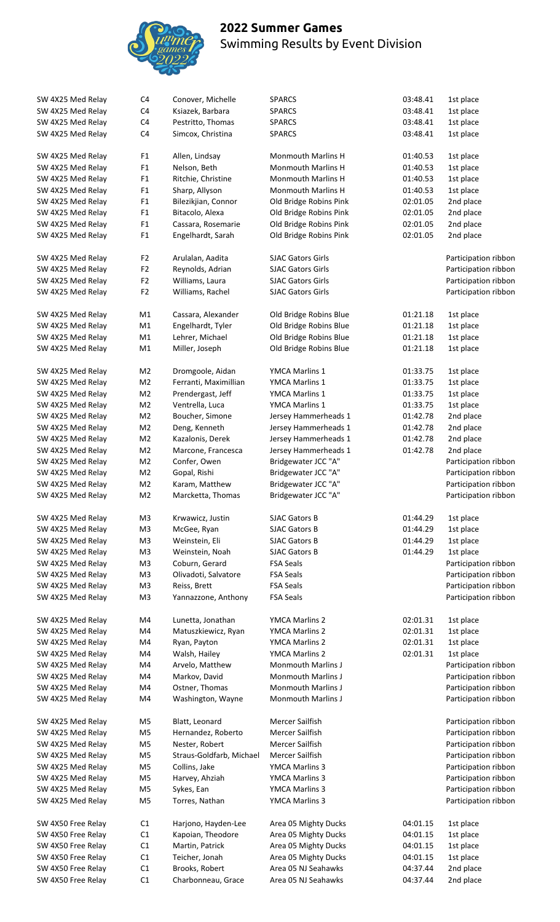## 2022 Summer Games
Swimming Results by Event Division

| Event | Division | Name | Team | Time | Place |
|---|---|---|---|---|---|
| SW 4X25 Med Relay | C4 | Conover, Michelle | SPARCS | 03:48.41 | 1st place |
| SW 4X25 Med Relay | C4 | Ksiazek, Barbara | SPARCS | 03:48.41 | 1st place |
| SW 4X25 Med Relay | C4 | Pestritto, Thomas | SPARCS | 03:48.41 | 1st place |
| SW 4X25 Med Relay | C4 | Simcox, Christina | SPARCS | 03:48.41 | 1st place |
| SW 4X25 Med Relay | F1 | Allen, Lindsay | Monmouth Marlins H | 01:40.53 | 1st place |
| SW 4X25 Med Relay | F1 | Nelson, Beth | Monmouth Marlins H | 01:40.53 | 1st place |
| SW 4X25 Med Relay | F1 | Ritchie, Christine | Monmouth Marlins H | 01:40.53 | 1st place |
| SW 4X25 Med Relay | F1 | Sharp, Allyson | Monmouth Marlins H | 01:40.53 | 1st place |
| SW 4X25 Med Relay | F1 | Bilezikjian, Connor | Old Bridge Robins Pink | 02:01.05 | 2nd place |
| SW 4X25 Med Relay | F1 | Bitacolo, Alexa | Old Bridge Robins Pink | 02:01.05 | 2nd place |
| SW 4X25 Med Relay | F1 | Cassara, Rosemarie | Old Bridge Robins Pink | 02:01.05 | 2nd place |
| SW 4X25 Med Relay | F1 | Engelhardt, Sarah | Old Bridge Robins Pink | 02:01.05 | 2nd place |
| SW 4X25 Med Relay | F2 | Arulalan, Aadita | SJAC Gators Girls | | Participation ribbon |
| SW 4X25 Med Relay | F2 | Reynolds, Adrian | SJAC Gators Girls | | Participation ribbon |
| SW 4X25 Med Relay | F2 | Williams, Laura | SJAC Gators Girls | | Participation ribbon |
| SW 4X25 Med Relay | F2 | Williams, Rachel | SJAC Gators Girls | | Participation ribbon |
| SW 4X25 Med Relay | M1 | Cassara, Alexander | Old Bridge Robins Blue | 01:21.18 | 1st place |
| SW 4X25 Med Relay | M1 | Engelhardt, Tyler | Old Bridge Robins Blue | 01:21.18 | 1st place |
| SW 4X25 Med Relay | M1 | Lehrer, Michael | Old Bridge Robins Blue | 01:21.18 | 1st place |
| SW 4X25 Med Relay | M1 | Miller, Joseph | Old Bridge Robins Blue | 01:21.18 | 1st place |
| SW 4X25 Med Relay | M2 | Dromgoole, Aidan | YMCA Marlins 1 | 01:33.75 | 1st place |
| SW 4X25 Med Relay | M2 | Ferranti, Maximillian | YMCA Marlins 1 | 01:33.75 | 1st place |
| SW 4X25 Med Relay | M2 | Prendergast, Jeff | YMCA Marlins 1 | 01:33.75 | 1st place |
| SW 4X25 Med Relay | M2 | Ventrella, Luca | YMCA Marlins 1 | 01:33.75 | 1st place |
| SW 4X25 Med Relay | M2 | Boucher, Simone | Jersey Hammerheads 1 | 01:42.78 | 2nd place |
| SW 4X25 Med Relay | M2 | Deng, Kenneth | Jersey Hammerheads 1 | 01:42.78 | 2nd place |
| SW 4X25 Med Relay | M2 | Kazalonis, Derek | Jersey Hammerheads 1 | 01:42.78 | 2nd place |
| SW 4X25 Med Relay | M2 | Marcone, Francesca | Jersey Hammerheads 1 | 01:42.78 | 2nd place |
| SW 4X25 Med Relay | M2 | Confer, Owen | Bridgewater JCC "A" | | Participation ribbon |
| SW 4X25 Med Relay | M2 | Gopal, Rishi | Bridgewater JCC "A" | | Participation ribbon |
| SW 4X25 Med Relay | M2 | Karam, Matthew | Bridgewater JCC "A" | | Participation ribbon |
| SW 4X25 Med Relay | M2 | Marcketta, Thomas | Bridgewater JCC "A" | | Participation ribbon |
| SW 4X25 Med Relay | M3 | Krwawicz, Justin | SJAC Gators B | 01:44.29 | 1st place |
| SW 4X25 Med Relay | M3 | McGee, Ryan | SJAC Gators B | 01:44.29 | 1st place |
| SW 4X25 Med Relay | M3 | Weinstein, Eli | SJAC Gators B | 01:44.29 | 1st place |
| SW 4X25 Med Relay | M3 | Weinstein, Noah | SJAC Gators B | 01:44.29 | 1st place |
| SW 4X25 Med Relay | M3 | Coburn, Gerard | FSA Seals | | Participation ribbon |
| SW 4X25 Med Relay | M3 | Olivadoti, Salvatore | FSA Seals | | Participation ribbon |
| SW 4X25 Med Relay | M3 | Reiss, Brett | FSA Seals | | Participation ribbon |
| SW 4X25 Med Relay | M3 | Yannazzone, Anthony | FSA Seals | | Participation ribbon |
| SW 4X25 Med Relay | M4 | Lunetta, Jonathan | YMCA Marlins 2 | 02:01.31 | 1st place |
| SW 4X25 Med Relay | M4 | Matuszkiewicz, Ryan | YMCA Marlins 2 | 02:01.31 | 1st place |
| SW 4X25 Med Relay | M4 | Ryan, Payton | YMCA Marlins 2 | 02:01.31 | 1st place |
| SW 4X25 Med Relay | M4 | Walsh, Hailey | YMCA Marlins 2 | 02:01.31 | 1st place |
| SW 4X25 Med Relay | M4 | Arvelo, Matthew | Monmouth Marlins J | | Participation ribbon |
| SW 4X25 Med Relay | M4 | Markov, David | Monmouth Marlins J | | Participation ribbon |
| SW 4X25 Med Relay | M4 | Ostner, Thomas | Monmouth Marlins J | | Participation ribbon |
| SW 4X25 Med Relay | M4 | Washington, Wayne | Monmouth Marlins J | | Participation ribbon |
| SW 4X25 Med Relay | M5 | Blatt, Leonard | Mercer Sailfish | | Participation ribbon |
| SW 4X25 Med Relay | M5 | Hernandez, Roberto | Mercer Sailfish | | Participation ribbon |
| SW 4X25 Med Relay | M5 | Nester, Robert | Mercer Sailfish | | Participation ribbon |
| SW 4X25 Med Relay | M5 | Straus-Goldfarb, Michael | Mercer Sailfish | | Participation ribbon |
| SW 4X25 Med Relay | M5 | Collins, Jake | YMCA Marlins 3 | | Participation ribbon |
| SW 4X25 Med Relay | M5 | Harvey, Ahziah | YMCA Marlins 3 | | Participation ribbon |
| SW 4X25 Med Relay | M5 | Sykes, Ean | YMCA Marlins 3 | | Participation ribbon |
| SW 4X25 Med Relay | M5 | Torres, Nathan | YMCA Marlins 3 | | Participation ribbon |
| SW 4X50 Free Relay | C1 | Harjono, Hayden-Lee | Area 05 Mighty Ducks | 04:01.15 | 1st place |
| SW 4X50 Free Relay | C1 | Kapoian, Theodore | Area 05 Mighty Ducks | 04:01.15 | 1st place |
| SW 4X50 Free Relay | C1 | Martin, Patrick | Area 05 Mighty Ducks | 04:01.15 | 1st place |
| SW 4X50 Free Relay | C1 | Teicher, Jonah | Area 05 Mighty Ducks | 04:01.15 | 1st place |
| SW 4X50 Free Relay | C1 | Brooks, Robert | Area 05 NJ Seahawks | 04:37.44 | 2nd place |
| SW 4X50 Free Relay | C1 | Charbonneau, Grace | Area 05 NJ Seahawks | 04:37.44 | 2nd place |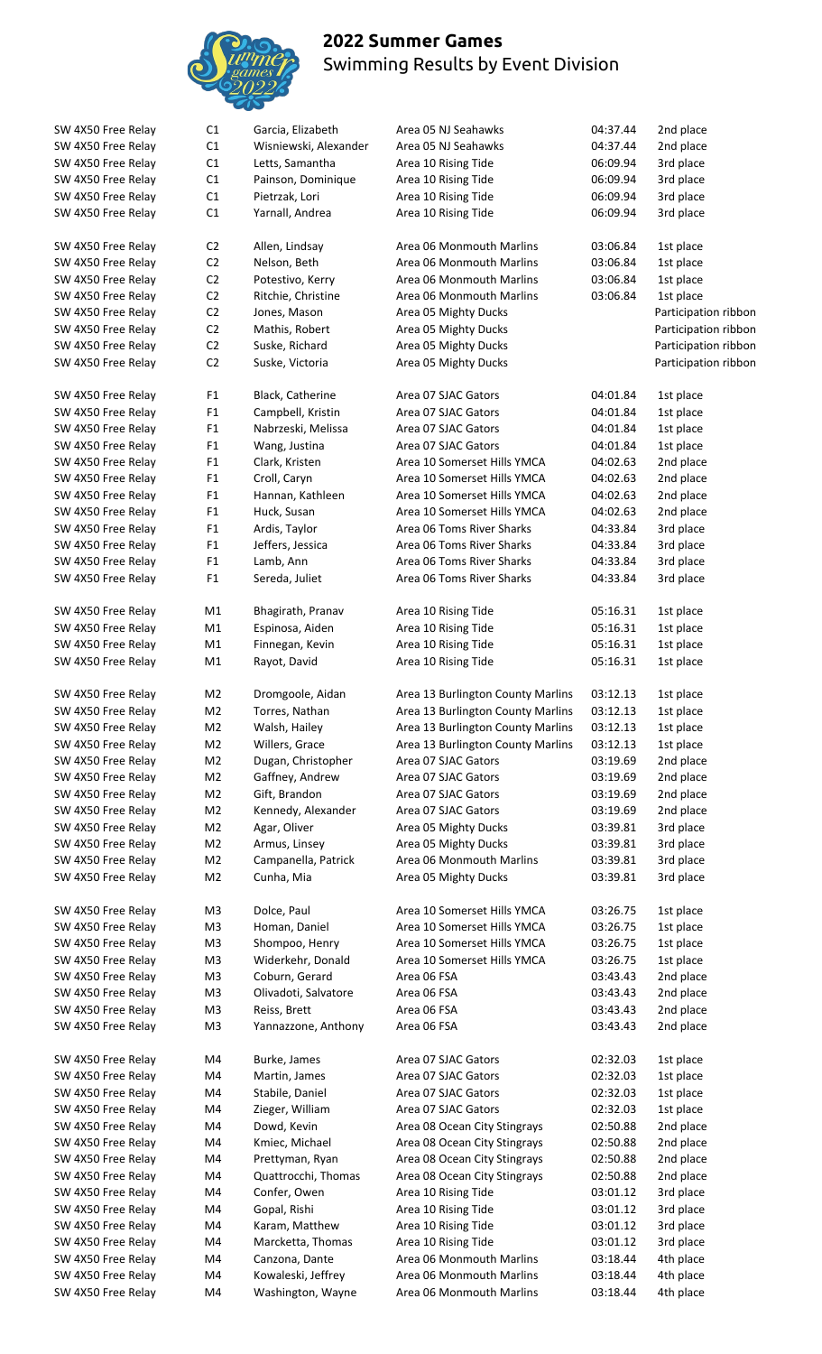# 2022 Summer Games

Swimming Results by Event Division

| Event | Division | Name | Team | Time | Place |
|---|---|---|---|---|---|
| SW 4X50 Free Relay | C1 | Garcia, Elizabeth | Area 05 NJ Seahawks | 04:37.44 | 2nd place |
| SW 4X50 Free Relay | C1 | Wisniewski, Alexander | Area 05 NJ Seahawks | 04:37.44 | 2nd place |
| SW 4X50 Free Relay | C1 | Letts, Samantha | Area 10 Rising Tide | 06:09.94 | 3rd place |
| SW 4X50 Free Relay | C1 | Painson, Dominique | Area 10 Rising Tide | 06:09.94 | 3rd place |
| SW 4X50 Free Relay | C1 | Pietrzak, Lori | Area 10 Rising Tide | 06:09.94 | 3rd place |
| SW 4X50 Free Relay | C1 | Yarnall, Andrea | Area 10 Rising Tide | 06:09.94 | 3rd place |
| | | | | | |
| SW 4X50 Free Relay | C2 | Allen, Lindsay | Area 06 Monmouth Marlins | 03:06.84 | 1st place |
| SW 4X50 Free Relay | C2 | Nelson, Beth | Area 06 Monmouth Marlins | 03:06.84 | 1st place |
| SW 4X50 Free Relay | C2 | Potestivo, Kerry | Area 06 Monmouth Marlins | 03:06.84 | 1st place |
| SW 4X50 Free Relay | C2 | Ritchie, Christine | Area 06 Monmouth Marlins | 03:06.84 | 1st place |
| SW 4X50 Free Relay | C2 | Jones, Mason | Area 05 Mighty Ducks | | Participation ribbon |
| SW 4X50 Free Relay | C2 | Mathis, Robert | Area 05 Mighty Ducks | | Participation ribbon |
| SW 4X50 Free Relay | C2 | Suske, Richard | Area 05 Mighty Ducks | | Participation ribbon |
| SW 4X50 Free Relay | C2 | Suske, Victoria | Area 05 Mighty Ducks | | Participation ribbon |
| | | | | | |
| SW 4X50 Free Relay | F1 | Black, Catherine | Area 07 SJAC Gators | 04:01.84 | 1st place |
| SW 4X50 Free Relay | F1 | Campbell, Kristin | Area 07 SJAC Gators | 04:01.84 | 1st place |
| SW 4X50 Free Relay | F1 | Nabrzeski, Melissa | Area 07 SJAC Gators | 04:01.84 | 1st place |
| SW 4X50 Free Relay | F1 | Wang, Justina | Area 07 SJAC Gators | 04:01.84 | 1st place |
| SW 4X50 Free Relay | F1 | Clark, Kristen | Area 10 Somerset Hills YMCA | 04:02.63 | 2nd place |
| SW 4X50 Free Relay | F1 | Croll, Caryn | Area 10 Somerset Hills YMCA | 04:02.63 | 2nd place |
| SW 4X50 Free Relay | F1 | Hannan, Kathleen | Area 10 Somerset Hills YMCA | 04:02.63 | 2nd place |
| SW 4X50 Free Relay | F1 | Huck, Susan | Area 10 Somerset Hills YMCA | 04:02.63 | 2nd place |
| SW 4X50 Free Relay | F1 | Ardis, Taylor | Area 06 Toms River Sharks | 04:33.84 | 3rd place |
| SW 4X50 Free Relay | F1 | Jeffers, Jessica | Area 06 Toms River Sharks | 04:33.84 | 3rd place |
| SW 4X50 Free Relay | F1 | Lamb, Ann | Area 06 Toms River Sharks | 04:33.84 | 3rd place |
| SW 4X50 Free Relay | F1 | Sereda, Juliet | Area 06 Toms River Sharks | 04:33.84 | 3rd place |
| | | | | | |
| SW 4X50 Free Relay | M1 | Bhagirath, Pranav | Area 10 Rising Tide | 05:16.31 | 1st place |
| SW 4X50 Free Relay | M1 | Espinosa, Aiden | Area 10 Rising Tide | 05:16.31 | 1st place |
| SW 4X50 Free Relay | M1 | Finnegan, Kevin | Area 10 Rising Tide | 05:16.31 | 1st place |
| SW 4X50 Free Relay | M1 | Rayot, David | Area 10 Rising Tide | 05:16.31 | 1st place |
| | | | | | |
| SW 4X50 Free Relay | M2 | Dromgoole, Aidan | Area 13 Burlington County Marlins | 03:12.13 | 1st place |
| SW 4X50 Free Relay | M2 | Torres, Nathan | Area 13 Burlington County Marlins | 03:12.13 | 1st place |
| SW 4X50 Free Relay | M2 | Walsh, Hailey | Area 13 Burlington County Marlins | 03:12.13 | 1st place |
| SW 4X50 Free Relay | M2 | Willers, Grace | Area 13 Burlington County Marlins | 03:12.13 | 1st place |
| SW 4X50 Free Relay | M2 | Dugan, Christopher | Area 07 SJAC Gators | 03:19.69 | 2nd place |
| SW 4X50 Free Relay | M2 | Gaffney, Andrew | Area 07 SJAC Gators | 03:19.69 | 2nd place |
| SW 4X50 Free Relay | M2 | Gift, Brandon | Area 07 SJAC Gators | 03:19.69 | 2nd place |
| SW 4X50 Free Relay | M2 | Kennedy, Alexander | Area 07 SJAC Gators | 03:19.69 | 2nd place |
| SW 4X50 Free Relay | M2 | Agar, Oliver | Area 05 Mighty Ducks | 03:39.81 | 3rd place |
| SW 4X50 Free Relay | M2 | Armus, Linsey | Area 05 Mighty Ducks | 03:39.81 | 3rd place |
| SW 4X50 Free Relay | M2 | Campanella, Patrick | Area 06 Monmouth Marlins | 03:39.81 | 3rd place |
| SW 4X50 Free Relay | M2 | Cunha, Mia | Area 05 Mighty Ducks | 03:39.81 | 3rd place |
| | | | | | |
| SW 4X50 Free Relay | M3 | Dolce, Paul | Area 10 Somerset Hills YMCA | 03:26.75 | 1st place |
| SW 4X50 Free Relay | M3 | Homan, Daniel | Area 10 Somerset Hills YMCA | 03:26.75 | 1st place |
| SW 4X50 Free Relay | M3 | Shompoo, Henry | Area 10 Somerset Hills YMCA | 03:26.75 | 1st place |
| SW 4X50 Free Relay | M3 | Widerkehr, Donald | Area 10 Somerset Hills YMCA | 03:26.75 | 1st place |
| SW 4X50 Free Relay | M3 | Coburn, Gerard | Area 06 FSA | 03:43.43 | 2nd place |
| SW 4X50 Free Relay | M3 | Olivadoti, Salvatore | Area 06 FSA | 03:43.43 | 2nd place |
| SW 4X50 Free Relay | M3 | Reiss, Brett | Area 06 FSA | 03:43.43 | 2nd place |
| SW 4X50 Free Relay | M3 | Yannazzone, Anthony | Area 06 FSA | 03:43.43 | 2nd place |
| | | | | | |
| SW 4X50 Free Relay | M4 | Burke, James | Area 07 SJAC Gators | 02:32.03 | 1st place |
| SW 4X50 Free Relay | M4 | Martin, James | Area 07 SJAC Gators | 02:32.03 | 1st place |
| SW 4X50 Free Relay | M4 | Stabile, Daniel | Area 07 SJAC Gators | 02:32.03 | 1st place |
| SW 4X50 Free Relay | M4 | Zieger, William | Area 07 SJAC Gators | 02:32.03 | 1st place |
| SW 4X50 Free Relay | M4 | Dowd, Kevin | Area 08 Ocean City Stingrays | 02:50.88 | 2nd place |
| SW 4X50 Free Relay | M4 | Kmiec, Michael | Area 08 Ocean City Stingrays | 02:50.88 | 2nd place |
| SW 4X50 Free Relay | M4 | Prettyman, Ryan | Area 08 Ocean City Stingrays | 02:50.88 | 2nd place |
| SW 4X50 Free Relay | M4 | Quattrocchi, Thomas | Area 08 Ocean City Stingrays | 02:50.88 | 2nd place |
| SW 4X50 Free Relay | M4 | Confer, Owen | Area 10 Rising Tide | 03:01.12 | 3rd place |
| SW 4X50 Free Relay | M4 | Gopal, Rishi | Area 10 Rising Tide | 03:01.12 | 3rd place |
| SW 4X50 Free Relay | M4 | Karam, Matthew | Area 10 Rising Tide | 03:01.12 | 3rd place |
| SW 4X50 Free Relay | M4 | Marcketta, Thomas | Area 10 Rising Tide | 03:01.12 | 3rd place |
| SW 4X50 Free Relay | M4 | Canzona, Dante | Area 06 Monmouth Marlins | 03:18.44 | 4th place |
| SW 4X50 Free Relay | M4 | Kowaleski, Jeffrey | Area 06 Monmouth Marlins | 03:18.44 | 4th place |
| SW 4X50 Free Relay | M4 | Washington, Wayne | Area 06 Monmouth Marlins | 03:18.44 | 4th place |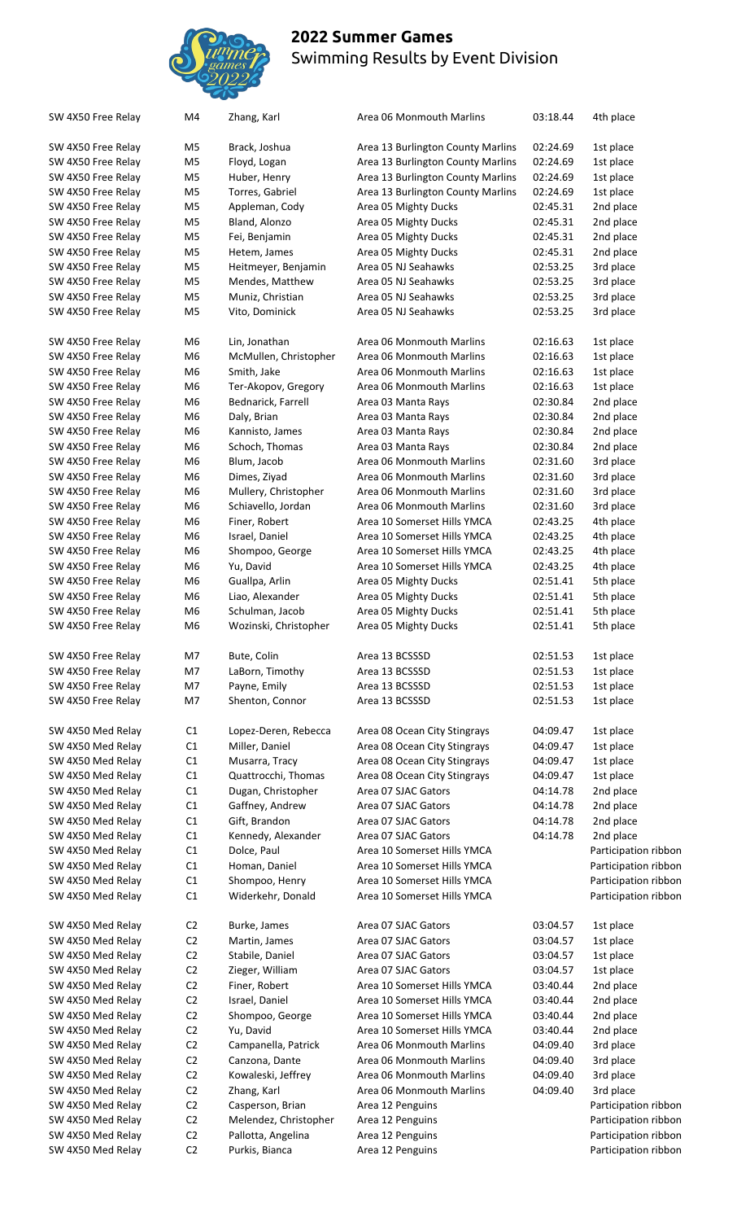# 2022 Summer Games

Swimming Results by Event Division

| | | | | | |
|---|---|---|---|---|---|
| SW 4X50 Free Relay | M4 | Zhang, Karl | Area 06 Monmouth Marlins | 03:18.44 | 4th place |
| SW 4X50 Free Relay | M5 | Brack, Joshua | Area 13 Burlington County Marlins | 02:24.69 | 1st place |
| SW 4X50 Free Relay | M5 | Floyd, Logan | Area 13 Burlington County Marlins | 02:24.69 | 1st place |
| SW 4X50 Free Relay | M5 | Huber, Henry | Area 13 Burlington County Marlins | 02:24.69 | 1st place |
| SW 4X50 Free Relay | M5 | Torres, Gabriel | Area 13 Burlington County Marlins | 02:24.69 | 1st place |
| SW 4X50 Free Relay | M5 | Appleman, Cody | Area 05 Mighty Ducks | 02:45.31 | 2nd place |
| SW 4X50 Free Relay | M5 | Bland, Alonzo | Area 05 Mighty Ducks | 02:45.31 | 2nd place |
| SW 4X50 Free Relay | M5 | Fei, Benjamin | Area 05 Mighty Ducks | 02:45.31 | 2nd place |
| SW 4X50 Free Relay | M5 | Hetem, James | Area 05 Mighty Ducks | 02:45.31 | 2nd place |
| SW 4X50 Free Relay | M5 | Heitmeyer, Benjamin | Area 05 NJ Seahawks | 02:53.25 | 3rd place |
| SW 4X50 Free Relay | M5 | Mendes, Matthew | Area 05 NJ Seahawks | 02:53.25 | 3rd place |
| SW 4X50 Free Relay | M5 | Muniz, Christian | Area 05 NJ Seahawks | 02:53.25 | 3rd place |
| SW 4X50 Free Relay | M5 | Vito, Dominick | Area 05 NJ Seahawks | 02:53.25 | 3rd place |
| SW 4X50 Free Relay | M6 | Lin, Jonathan | Area 06 Monmouth Marlins | 02:16.63 | 1st place |
| SW 4X50 Free Relay | M6 | McMullen, Christopher | Area 06 Monmouth Marlins | 02:16.63 | 1st place |
| SW 4X50 Free Relay | M6 | Smith, Jake | Area 06 Monmouth Marlins | 02:16.63 | 1st place |
| SW 4X50 Free Relay | M6 | Ter-Akopov, Gregory | Area 06 Monmouth Marlins | 02:16.63 | 1st place |
| SW 4X50 Free Relay | M6 | Bednarick, Farrell | Area 03 Manta Rays | 02:30.84 | 2nd place |
| SW 4X50 Free Relay | M6 | Daly, Brian | Area 03 Manta Rays | 02:30.84 | 2nd place |
| SW 4X50 Free Relay | M6 | Kannisto, James | Area 03 Manta Rays | 02:30.84 | 2nd place |
| SW 4X50 Free Relay | M6 | Schoch, Thomas | Area 03 Manta Rays | 02:30.84 | 2nd place |
| SW 4X50 Free Relay | M6 | Blum, Jacob | Area 06 Monmouth Marlins | 02:31.60 | 3rd place |
| SW 4X50 Free Relay | M6 | Dimes, Ziyad | Area 06 Monmouth Marlins | 02:31.60 | 3rd place |
| SW 4X50 Free Relay | M6 | Mullery, Christopher | Area 06 Monmouth Marlins | 02:31.60 | 3rd place |
| SW 4X50 Free Relay | M6 | Schiavello, Jordan | Area 06 Monmouth Marlins | 02:31.60 | 3rd place |
| SW 4X50 Free Relay | M6 | Finer, Robert | Area 10 Somerset Hills YMCA | 02:43.25 | 4th place |
| SW 4X50 Free Relay | M6 | Israel, Daniel | Area 10 Somerset Hills YMCA | 02:43.25 | 4th place |
| SW 4X50 Free Relay | M6 | Shompoo, George | Area 10 Somerset Hills YMCA | 02:43.25 | 4th place |
| SW 4X50 Free Relay | M6 | Yu, David | Area 10 Somerset Hills YMCA | 02:43.25 | 4th place |
| SW 4X50 Free Relay | M6 | Guallpa, Arlin | Area 05 Mighty Ducks | 02:51.41 | 5th place |
| SW 4X50 Free Relay | M6 | Liao, Alexander | Area 05 Mighty Ducks | 02:51.41 | 5th place |
| SW 4X50 Free Relay | M6 | Schulman, Jacob | Area 05 Mighty Ducks | 02:51.41 | 5th place |
| SW 4X50 Free Relay | M6 | Wozinski, Christopher | Area 05 Mighty Ducks | 02:51.41 | 5th place |
| SW 4X50 Free Relay | M7 | Bute, Colin | Area 13 BCSSSD | 02:51.53 | 1st place |
| SW 4X50 Free Relay | M7 | LaBorn, Timothy | Area 13 BCSSSD | 02:51.53 | 1st place |
| SW 4X50 Free Relay | M7 | Payne, Emily | Area 13 BCSSSD | 02:51.53 | 1st place |
| SW 4X50 Free Relay | M7 | Shenton, Connor | Area 13 BCSSSD | 02:51.53 | 1st place |
| SW 4X50 Med Relay | C1 | Lopez-Deren, Rebecca | Area 08 Ocean City Stingrays | 04:09.47 | 1st place |
| SW 4X50 Med Relay | C1 | Miller, Daniel | Area 08 Ocean City Stingrays | 04:09.47 | 1st place |
| SW 4X50 Med Relay | C1 | Musarra, Tracy | Area 08 Ocean City Stingrays | 04:09.47 | 1st place |
| SW 4X50 Med Relay | C1 | Quattrocchi, Thomas | Area 08 Ocean City Stingrays | 04:09.47 | 1st place |
| SW 4X50 Med Relay | C1 | Dugan, Christopher | Area 07 SJAC Gators | 04:14.78 | 2nd place |
| SW 4X50 Med Relay | C1 | Gaffney, Andrew | Area 07 SJAC Gators | 04:14.78 | 2nd place |
| SW 4X50 Med Relay | C1 | Gift, Brandon | Area 07 SJAC Gators | 04:14.78 | 2nd place |
| SW 4X50 Med Relay | C1 | Kennedy, Alexander | Area 07 SJAC Gators | 04:14.78 | 2nd place |
| SW 4X50 Med Relay | C1 | Dolce, Paul | Area 10 Somerset Hills YMCA | | Participation ribbon |
| SW 4X50 Med Relay | C1 | Homan, Daniel | Area 10 Somerset Hills YMCA | | Participation ribbon |
| SW 4X50 Med Relay | C1 | Shompoo, Henry | Area 10 Somerset Hills YMCA | | Participation ribbon |
| SW 4X50 Med Relay | C1 | Widerkehr, Donald | Area 10 Somerset Hills YMCA | | Participation ribbon |
| SW 4X50 Med Relay | C2 | Burke, James | Area 07 SJAC Gators | 03:04.57 | 1st place |
| SW 4X50 Med Relay | C2 | Martin, James | Area 07 SJAC Gators | 03:04.57 | 1st place |
| SW 4X50 Med Relay | C2 | Stabile, Daniel | Area 07 SJAC Gators | 03:04.57 | 1st place |
| SW 4X50 Med Relay | C2 | Zieger, William | Area 07 SJAC Gators | 03:04.57 | 1st place |
| SW 4X50 Med Relay | C2 | Finer, Robert | Area 10 Somerset Hills YMCA | 03:40.44 | 2nd place |
| SW 4X50 Med Relay | C2 | Israel, Daniel | Area 10 Somerset Hills YMCA | 03:40.44 | 2nd place |
| SW 4X50 Med Relay | C2 | Shompoo, George | Area 10 Somerset Hills YMCA | 03:40.44 | 2nd place |
| SW 4X50 Med Relay | C2 | Yu, David | Area 10 Somerset Hills YMCA | 03:40.44 | 2nd place |
| SW 4X50 Med Relay | C2 | Campanella, Patrick | Area 06 Monmouth Marlins | 04:09.40 | 3rd place |
| SW 4X50 Med Relay | C2 | Canzona, Dante | Area 06 Monmouth Marlins | 04:09.40 | 3rd place |
| SW 4X50 Med Relay | C2 | Kowaleski, Jeffrey | Area 06 Monmouth Marlins | 04:09.40 | 3rd place |
| SW 4X50 Med Relay | C2 | Zhang, Karl | Area 06 Monmouth Marlins | 04:09.40 | 3rd place |
| SW 4X50 Med Relay | C2 | Casperson, Brian | Area 12 Penguins | | Participation ribbon |
| SW 4X50 Med Relay | C2 | Melendez, Christopher | Area 12 Penguins | | Participation ribbon |
| SW 4X50 Med Relay | C2 | Pallotta, Angelina | Area 12 Penguins | | Participation ribbon |
| SW 4X50 Med Relay | C2 | Purkis, Bianca | Area 12 Penguins | | Participation ribbon |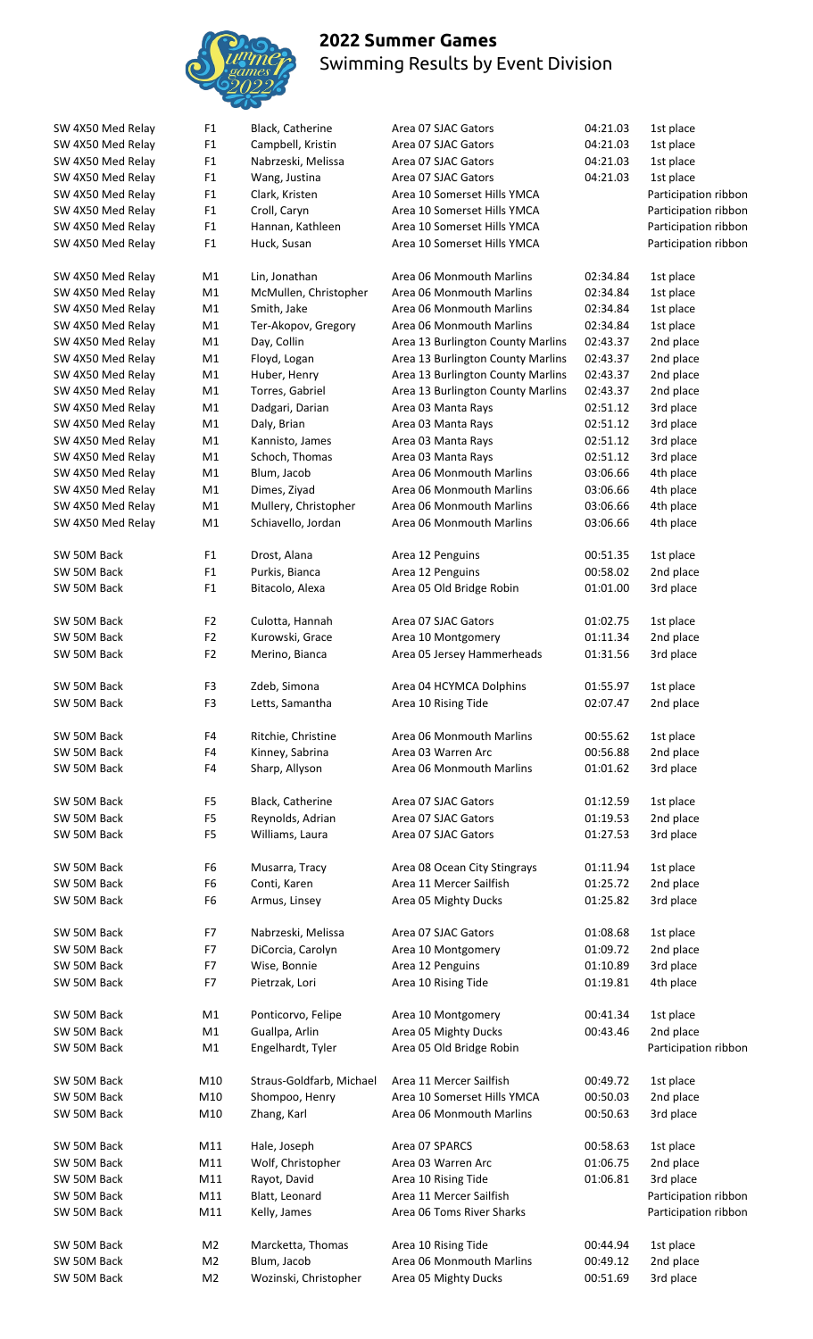## 2022 Summer Games

Swimming Results by Event Division

| Event | Division | Name | Team | Time | Place |
|---|---|---|---|---|---|
| SW 4X50 Med Relay | F1 | Black, Catherine | Area 07 SJAC Gators | 04:21.03 | 1st place |
| SW 4X50 Med Relay | F1 | Campbell, Kristin | Area 07 SJAC Gators | 04:21.03 | 1st place |
| SW 4X50 Med Relay | F1 | Nabrzeski, Melissa | Area 07 SJAC Gators | 04:21.03 | 1st place |
| SW 4X50 Med Relay | F1 | Wang, Justina | Area 07 SJAC Gators | 04:21.03 | 1st place |
| SW 4X50 Med Relay | F1 | Clark, Kristen | Area 10 Somerset Hills YMCA | | Participation ribbon |
| SW 4X50 Med Relay | F1 | Croll, Caryn | Area 10 Somerset Hills YMCA | | Participation ribbon |
| SW 4X50 Med Relay | F1 | Hannan, Kathleen | Area 10 Somerset Hills YMCA | | Participation ribbon |
| SW 4X50 Med Relay | F1 | Huck, Susan | Area 10 Somerset Hills YMCA | | Participation ribbon |
| SW 4X50 Med Relay | M1 | Lin, Jonathan | Area 06 Monmouth Marlins | 02:34.84 | 1st place |
| SW 4X50 Med Relay | M1 | McMullen, Christopher | Area 06 Monmouth Marlins | 02:34.84 | 1st place |
| SW 4X50 Med Relay | M1 | Smith, Jake | Area 06 Monmouth Marlins | 02:34.84 | 1st place |
| SW 4X50 Med Relay | M1 | Ter-Akopov, Gregory | Area 06 Monmouth Marlins | 02:34.84 | 1st place |
| SW 4X50 Med Relay | M1 | Day, Collin | Area 13 Burlington County Marlins | 02:43.37 | 2nd place |
| SW 4X50 Med Relay | M1 | Floyd, Logan | Area 13 Burlington County Marlins | 02:43.37 | 2nd place |
| SW 4X50 Med Relay | M1 | Huber, Henry | Area 13 Burlington County Marlins | 02:43.37 | 2nd place |
| SW 4X50 Med Relay | M1 | Torres, Gabriel | Area 13 Burlington County Marlins | 02:43.37 | 2nd place |
| SW 4X50 Med Relay | M1 | Dadgari, Darian | Area 03 Manta Rays | 02:51.12 | 3rd place |
| SW 4X50 Med Relay | M1 | Daly, Brian | Area 03 Manta Rays | 02:51.12 | 3rd place |
| SW 4X50 Med Relay | M1 | Kannisto, James | Area 03 Manta Rays | 02:51.12 | 3rd place |
| SW 4X50 Med Relay | M1 | Schoch, Thomas | Area 03 Manta Rays | 02:51.12 | 3rd place |
| SW 4X50 Med Relay | M1 | Blum, Jacob | Area 06 Monmouth Marlins | 03:06.66 | 4th place |
| SW 4X50 Med Relay | M1 | Dimes, Ziyad | Area 06 Monmouth Marlins | 03:06.66 | 4th place |
| SW 4X50 Med Relay | M1 | Mullery, Christopher | Area 06 Monmouth Marlins | 03:06.66 | 4th place |
| SW 4X50 Med Relay | M1 | Schiavello, Jordan | Area 06 Monmouth Marlins | 03:06.66 | 4th place |
| SW 50M Back | F1 | Drost, Alana | Area 12 Penguins | 00:51.35 | 1st place |
| SW 50M Back | F1 | Purkis, Bianca | Area 12 Penguins | 00:58.02 | 2nd place |
| SW 50M Back | F1 | Bitacolo, Alexa | Area 05 Old Bridge Robin | 01:01.00 | 3rd place |
| SW 50M Back | F2 | Culotta, Hannah | Area 07 SJAC Gators | 01:02.75 | 1st place |
| SW 50M Back | F2 | Kurowski, Grace | Area 10 Montgomery | 01:11.34 | 2nd place |
| SW 50M Back | F2 | Merino, Bianca | Area 05 Jersey Hammerheads | 01:31.56 | 3rd place |
| SW 50M Back | F3 | Zdeb, Simona | Area 04 HCYMCA Dolphins | 01:55.97 | 1st place |
| SW 50M Back | F3 | Letts, Samantha | Area 10 Rising Tide | 02:07.47 | 2nd place |
| SW 50M Back | F4 | Ritchie, Christine | Area 06 Monmouth Marlins | 00:55.62 | 1st place |
| SW 50M Back | F4 | Kinney, Sabrina | Area 03 Warren Arc | 00:56.88 | 2nd place |
| SW 50M Back | F4 | Sharp, Allyson | Area 06 Monmouth Marlins | 01:01.62 | 3rd place |
| SW 50M Back | F5 | Black, Catherine | Area 07 SJAC Gators | 01:12.59 | 1st place |
| SW 50M Back | F5 | Reynolds, Adrian | Area 07 SJAC Gators | 01:19.53 | 2nd place |
| SW 50M Back | F5 | Williams, Laura | Area 07 SJAC Gators | 01:27.53 | 3rd place |
| SW 50M Back | F6 | Musarra, Tracy | Area 08 Ocean City Stingrays | 01:11.94 | 1st place |
| SW 50M Back | F6 | Conti, Karen | Area 11 Mercer Sailfish | 01:25.72 | 2nd place |
| SW 50M Back | F6 | Armus, Linsey | Area 05 Mighty Ducks | 01:25.82 | 3rd place |
| SW 50M Back | F7 | Nabrzeski, Melissa | Area 07 SJAC Gators | 01:08.68 | 1st place |
| SW 50M Back | F7 | DiCorcia, Carolyn | Area 10 Montgomery | 01:09.72 | 2nd place |
| SW 50M Back | F7 | Wise, Bonnie | Area 12 Penguins | 01:10.89 | 3rd place |
| SW 50M Back | F7 | Pietrzak, Lori | Area 10 Rising Tide | 01:19.81 | 4th place |
| SW 50M Back | M1 | Ponticorvo, Felipe | Area 10 Montgomery | 00:41.34 | 1st place |
| SW 50M Back | M1 | Gualpa, Arlin | Area 05 Mighty Ducks | 00:43.46 | 2nd place |
| SW 50M Back | M1 | Engelhardt, Tyler | Area 05 Old Bridge Robin | | Participation ribbon |
| SW 50M Back | M10 | Straus-Goldfarb, Michael | Area 11 Mercer Sailfish | 00:49.72 | 1st place |
| SW 50M Back | M10 | Shompoo, Henry | Area 10 Somerset Hills YMCA | 00:50.03 | 2nd place |
| SW 50M Back | M10 | Zhang, Karl | Area 06 Monmouth Marlins | 00:50.63 | 3rd place |
| SW 50M Back | M11 | Hale, Joseph | Area 07 SPARCS | 00:58.63 | 1st place |
| SW 50M Back | M11 | Wolf, Christopher | Area 03 Warren Arc | 01:06.75 | 2nd place |
| SW 50M Back | M11 | Rayot, David | Area 10 Rising Tide | 01:06.81 | 3rd place |
| SW 50M Back | M11 | Blatt, Leonard | Area 11 Mercer Sailfish | | Participation ribbon |
| SW 50M Back | M11 | Kelly, James | Area 06 Toms River Sharks | | Participation ribbon |
| SW 50M Back | M2 | Marcketta, Thomas | Area 10 Rising Tide | 00:44.94 | 1st place |
| SW 50M Back | M2 | Blum, Jacob | Area 06 Monmouth Marlins | 00:49.12 | 2nd place |
| SW 50M Back | M2 | Wozinski, Christopher | Area 05 Mighty Ducks | 00:51.69 | 3rd place |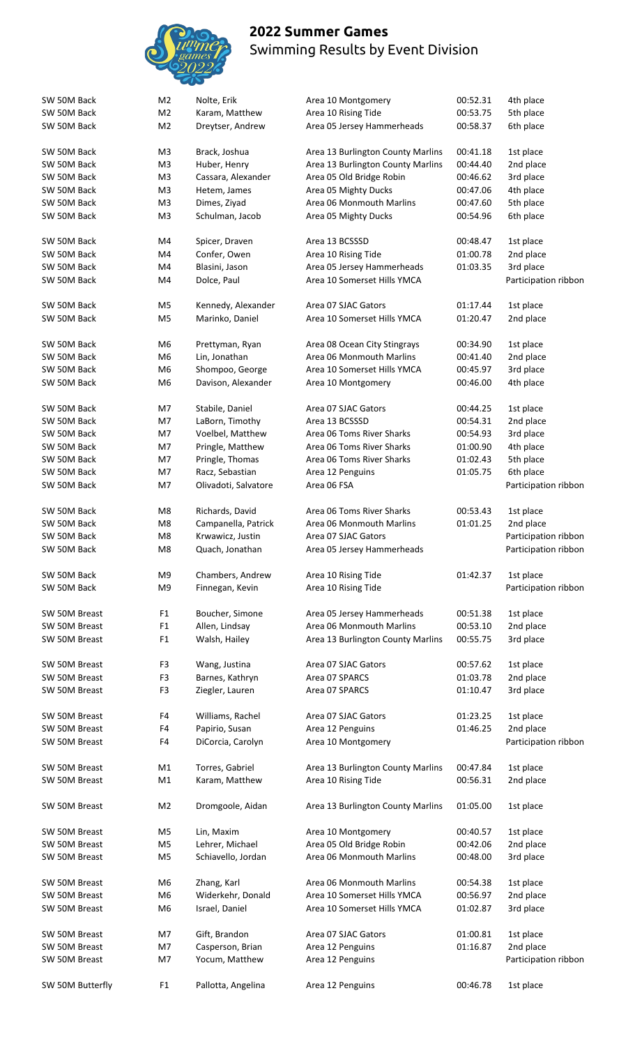# 2022 Summer Games

## Swimming Results by Event Division

| Event | Division | Name | Team | Time | Place |
|---|---|---|---|---|---|
| SW 50M Back | M2 | Nolte, Erik | Area 10 Montgomery | 00:52.31 | 4th place |
| SW 50M Back | M2 | Karam, Matthew | Area 10 Rising Tide | 00:53.75 | 5th place |
| SW 50M Back | M2 | Dreytser, Andrew | Area 05 Jersey Hammerheads | 00:58.37 | 6th place |
| SW 50M Back | M3 | Brack, Joshua | Area 13 Burlington County Marlins | 00:41.18 | 1st place |
| SW 50M Back | M3 | Huber, Henry | Area 13 Burlington County Marlins | 00:44.40 | 2nd place |
| SW 50M Back | M3 | Cassara, Alexander | Area 05 Old Bridge Robin | 00:46.62 | 3rd place |
| SW 50M Back | M3 | Hetem, James | Area 05 Mighty Ducks | 00:47.06 | 4th place |
| SW 50M Back | M3 | Dimes, Ziyad | Area 06 Monmouth Marlins | 00:47.60 | 5th place |
| SW 50M Back | M3 | Schulman, Jacob | Area 05 Mighty Ducks | 00:54.96 | 6th place |
| SW 50M Back | M4 | Spicer, Draven | Area 13 BCSSSD | 00:48.47 | 1st place |
| SW 50M Back | M4 | Confer, Owen | Area 10 Rising Tide | 01:00.78 | 2nd place |
| SW 50M Back | M4 | Blasini, Jason | Area 05 Jersey Hammerheads | 01:03.35 | 3rd place |
| SW 50M Back | M4 | Dolce, Paul | Area 10 Somerset Hills YMCA | | Participation ribbon |
| SW 50M Back | M5 | Kennedy, Alexander | Area 07 SJAC Gators | 01:17.44 | 1st place |
| SW 50M Back | M5 | Marinko, Daniel | Area 10 Somerset Hills YMCA | 01:20.47 | 2nd place |
| SW 50M Back | M6 | Prettyman, Ryan | Area 08 Ocean City Stingrays | 00:34.90 | 1st place |
| SW 50M Back | M6 | Lin, Jonathan | Area 06 Monmouth Marlins | 00:41.40 | 2nd place |
| SW 50M Back | M6 | Shompoo, George | Area 10 Somerset Hills YMCA | 00:45.97 | 3rd place |
| SW 50M Back | M6 | Davison, Alexander | Area 10 Montgomery | 00:46.00 | 4th place |
| SW 50M Back | M7 | Stabile, Daniel | Area 07 SJAC Gators | 00:44.25 | 1st place |
| SW 50M Back | M7 | LaBorn, Timothy | Area 13 BCSSSD | 00:54.31 | 2nd place |
| SW 50M Back | M7 | Voelbel, Matthew | Area 06 Toms River Sharks | 00:54.93 | 3rd place |
| SW 50M Back | M7 | Pringle, Matthew | Area 06 Toms River Sharks | 01:00.90 | 4th place |
| SW 50M Back | M7 | Pringle, Thomas | Area 06 Toms River Sharks | 01:02.43 | 5th place |
| SW 50M Back | M7 | Racz, Sebastian | Area 12 Penguins | 01:05.75 | 6th place |
| SW 50M Back | M7 | Olivadoti, Salvatore | Area 06 FSA | | Participation ribbon |
| SW 50M Back | M8 | Richards, David | Area 06 Toms River Sharks | 00:53.43 | 1st place |
| SW 50M Back | M8 | Campanella, Patrick | Area 06 Monmouth Marlins | 01:01.25 | 2nd place |
| SW 50M Back | M8 | Krwawicz, Justin | Area 07 SJAC Gators | | Participation ribbon |
| SW 50M Back | M8 | Quach, Jonathan | Area 05 Jersey Hammerheads | | Participation ribbon |
| SW 50M Back | M9 | Chambers, Andrew | Area 10 Rising Tide | 01:42.37 | 1st place |
| SW 50M Back | M9 | Finnegan, Kevin | Area 10 Rising Tide | | Participation ribbon |
| SW 50M Breast | F1 | Boucher, Simone | Area 05 Jersey Hammerheads | 00:51.38 | 1st place |
| SW 50M Breast | F1 | Allen, Lindsay | Area 06 Monmouth Marlins | 00:53.10 | 2nd place |
| SW 50M Breast | F1 | Walsh, Hailey | Area 13 Burlington County Marlins | 00:55.75 | 3rd place |
| SW 50M Breast | F3 | Wang, Justina | Area 07 SJAC Gators | 00:57.62 | 1st place |
| SW 50M Breast | F3 | Barnes, Kathryn | Area 07 SPARCS | 01:03.78 | 2nd place |
| SW 50M Breast | F3 | Ziegler, Lauren | Area 07 SPARCS | 01:10.47 | 3rd place |
| SW 50M Breast | F4 | Williams, Rachel | Area 07 SJAC Gators | 01:23.25 | 1st place |
| SW 50M Breast | F4 | Papirio, Susan | Area 12 Penguins | 01:46.25 | 2nd place |
| SW 50M Breast | F4 | DiCorcia, Carolyn | Area 10 Montgomery | | Participation ribbon |
| SW 50M Breast | M1 | Torres, Gabriel | Area 13 Burlington County Marlins | 00:47.84 | 1st place |
| SW 50M Breast | M1 | Karam, Matthew | Area 10 Rising Tide | 00:56.31 | 2nd place |
| SW 50M Breast | M2 | Dromgoole, Aidan | Area 13 Burlington County Marlins | 01:05.00 | 1st place |
| SW 50M Breast | M5 | Lin, Maxim | Area 10 Montgomery | 00:40.57 | 1st place |
| SW 50M Breast | M5 | Lehrer, Michael | Area 05 Old Bridge Robin | 00:42.06 | 2nd place |
| SW 50M Breast | M5 | Schiavello, Jordan | Area 06 Monmouth Marlins | 00:48.00 | 3rd place |
| SW 50M Breast | M6 | Zhang, Karl | Area 06 Monmouth Marlins | 00:54.38 | 1st place |
| SW 50M Breast | M6 | Widerkehr, Donald | Area 10 Somerset Hills YMCA | 00:56.97 | 2nd place |
| SW 50M Breast | M6 | Israel, Daniel | Area 10 Somerset Hills YMCA | 01:02.87 | 3rd place |
| SW 50M Breast | M7 | Gift, Brandon | Area 07 SJAC Gators | 01:00.81 | 1st place |
| SW 50M Breast | M7 | Casperson, Brian | Area 12 Penguins | 01:16.87 | 2nd place |
| SW 50M Breast | M7 | Yocum, Matthew | Area 12 Penguins | | Participation ribbon |
| SW 50M Butterfly | F1 | Pallotta, Angelina | Area 12 Penguins | 00:46.78 | 1st place |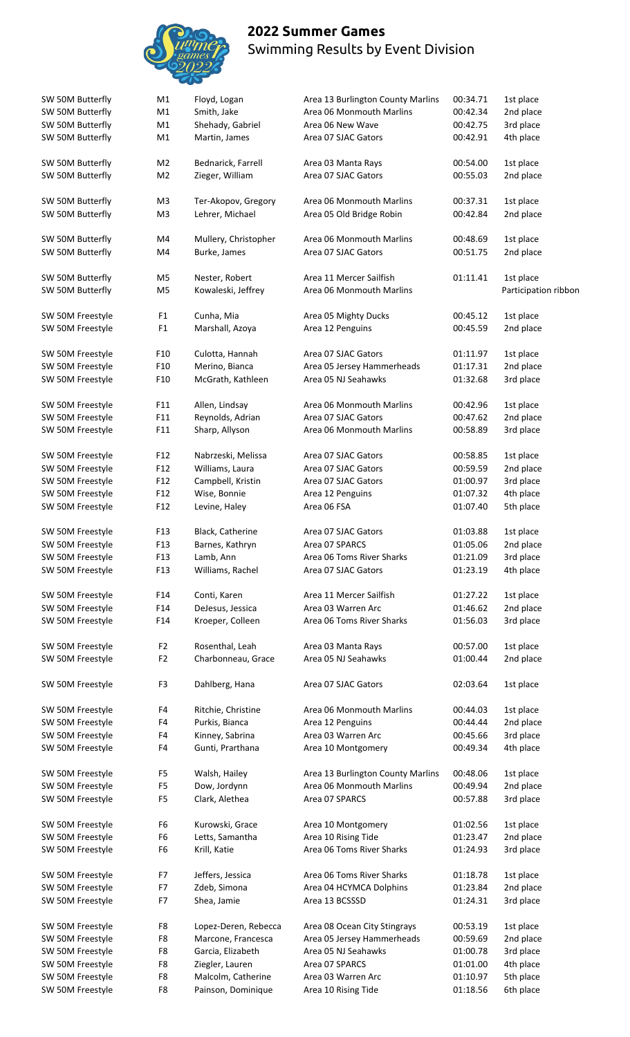# 2022 Summer Games

## Swimming Results by Event Division

| Event | Division | Name | Team | Time | Place |
|---|---|---|---|---|---|
| SW 50M Butterfly | M1 | Floyd, Logan | Area 13 Burlington County Marlins | 00:34.71 | 1st place |
| SW 50M Butterfly | M1 | Smith, Jake | Area 06 Monmouth Marlins | 00:42.34 | 2nd place |
| SW 50M Butterfly | M1 | Shehady, Gabriel | Area 06 New Wave | 00:42.75 | 3rd place |
| SW 50M Butterfly | M1 | Martin, James | Area 07 SJAC Gators | 00:42.91 | 4th place |
| SW 50M Butterfly | M2 | Bednarick, Farrell | Area 03 Manta Rays | 00:54.00 | 1st place |
| SW 50M Butterfly | M2 | Zieger, William | Area 07 SJAC Gators | 00:55.03 | 2nd place |
| SW 50M Butterfly | M3 | Ter-Akopov, Gregory | Area 06 Monmouth Marlins | 00:37.31 | 1st place |
| SW 50M Butterfly | M3 | Lehrer, Michael | Area 05 Old Bridge Robin | 00:42.84 | 2nd place |
| SW 50M Butterfly | M4 | Mullery, Christopher | Area 06 Monmouth Marlins | 00:48.69 | 1st place |
| SW 50M Butterfly | M4 | Burke, James | Area 07 SJAC Gators | 00:51.75 | 2nd place |
| SW 50M Butterfly | M5 | Nester, Robert | Area 11 Mercer Sailfish | 01:11.41 | 1st place |
| SW 50M Butterfly | M5 | Kowaleski, Jeffrey | Area 06 Monmouth Marlins | | Participation ribbon |
| SW 50M Freestyle | F1 | Cunha, Mia | Area 05 Mighty Ducks | 00:45.12 | 1st place |
| SW 50M Freestyle | F1 | Marshall, Azoya | Area 12 Penguins | 00:45.59 | 2nd place |
| SW 50M Freestyle | F10 | Culotta, Hannah | Area 07 SJAC Gators | 01:11.97 | 1st place |
| SW 50M Freestyle | F10 | Merino, Bianca | Area 05 Jersey Hammerheads | 01:17.31 | 2nd place |
| SW 50M Freestyle | F10 | McGrath, Kathleen | Area 05 NJ Seahawks | 01:32.68 | 3rd place |
| SW 50M Freestyle | F11 | Allen, Lindsay | Area 06 Monmouth Marlins | 00:42.96 | 1st place |
| SW 50M Freestyle | F11 | Reynolds, Adrian | Area 07 SJAC Gators | 00:47.62 | 2nd place |
| SW 50M Freestyle | F11 | Sharp, Allyson | Area 06 Monmouth Marlins | 00:58.89 | 3rd place |
| SW 50M Freestyle | F12 | Nabrzeski, Melissa | Area 07 SJAC Gators | 00:58.85 | 1st place |
| SW 50M Freestyle | F12 | Williams, Laura | Area 07 SJAC Gators | 00:59.59 | 2nd place |
| SW 50M Freestyle | F12 | Campbell, Kristin | Area 07 SJAC Gators | 01:00.97 | 3rd place |
| SW 50M Freestyle | F12 | Wise, Bonnie | Area 12 Penguins | 01:07.32 | 4th place |
| SW 50M Freestyle | F12 | Levine, Haley | Area 06 FSA | 01:07.40 | 5th place |
| SW 50M Freestyle | F13 | Black, Catherine | Area 07 SJAC Gators | 01:03.88 | 1st place |
| SW 50M Freestyle | F13 | Barnes, Kathryn | Area 07 SPARCS | 01:05.06 | 2nd place |
| SW 50M Freestyle | F13 | Lamb, Ann | Area 06 Toms River Sharks | 01:21.09 | 3rd place |
| SW 50M Freestyle | F13 | Williams, Rachel | Area 07 SJAC Gators | 01:23.19 | 4th place |
| SW 50M Freestyle | F14 | Conti, Karen | Area 11 Mercer Sailfish | 01:27.22 | 1st place |
| SW 50M Freestyle | F14 | DeJesus, Jessica | Area 03 Warren Arc | 01:46.62 | 2nd place |
| SW 50M Freestyle | F14 | Kroeper, Colleen | Area 06 Toms River Sharks | 01:56.03 | 3rd place |
| SW 50M Freestyle | F2 | Rosenthal, Leah | Area 03 Manta Rays | 00:57.00 | 1st place |
| SW 50M Freestyle | F2 | Charbonneau, Grace | Area 05 NJ Seahawks | 01:00.44 | 2nd place |
| SW 50M Freestyle | F3 | Dahlberg, Hana | Area 07 SJAC Gators | 02:03.64 | 1st place |
| SW 50M Freestyle | F4 | Ritchie, Christine | Area 06 Monmouth Marlins | 00:44.03 | 1st place |
| SW 50M Freestyle | F4 | Purkis, Bianca | Area 12 Penguins | 00:44.44 | 2nd place |
| SW 50M Freestyle | F4 | Kinney, Sabrina | Area 03 Warren Arc | 00:45.66 | 3rd place |
| SW 50M Freestyle | F4 | Gunti, Prarthana | Area 10 Montgomery | 00:49.34 | 4th place |
| SW 50M Freestyle | F5 | Walsh, Hailey | Area 13 Burlington County Marlins | 00:48.06 | 1st place |
| SW 50M Freestyle | F5 | Dow, Jordynn | Area 06 Monmouth Marlins | 00:49.94 | 2nd place |
| SW 50M Freestyle | F5 | Clark, Alethea | Area 07 SPARCS | 00:57.88 | 3rd place |
| SW 50M Freestyle | F6 | Kurowski, Grace | Area 10 Montgomery | 01:02.56 | 1st place |
| SW 50M Freestyle | F6 | Letts, Samantha | Area 10 Rising Tide | 01:23.47 | 2nd place |
| SW 50M Freestyle | F6 | Krill, Katie | Area 06 Toms River Sharks | 01:24.93 | 3rd place |
| SW 50M Freestyle | F7 | Jeffers, Jessica | Area 06 Toms River Sharks | 01:18.78 | 1st place |
| SW 50M Freestyle | F7 | Zdeb, Simona | Area 04 HCYMCA Dolphins | 01:23.84 | 2nd place |
| SW 50M Freestyle | F7 | Shea, Jamie | Area 13 BCSSSD | 01:24.31 | 3rd place |
| SW 50M Freestyle | F8 | Lopez-Deren, Rebecca | Area 08 Ocean City Stingrays | 00:53.19 | 1st place |
| SW 50M Freestyle | F8 | Marcone, Francesca | Area 05 Jersey Hammerheads | 00:59.69 | 2nd place |
| SW 50M Freestyle | F8 | Garcia, Elizabeth | Area 05 NJ Seahawks | 01:00.78 | 3rd place |
| SW 50M Freestyle | F8 | Ziegler, Lauren | Area 07 SPARCS | 01:01.00 | 4th place |
| SW 50M Freestyle | F8 | Malcolm, Catherine | Area 03 Warren Arc | 01:10.97 | 5th place |
| SW 50M Freestyle | F8 | Painson, Dominique | Area 10 Rising Tide | 01:18.56 | 6th place |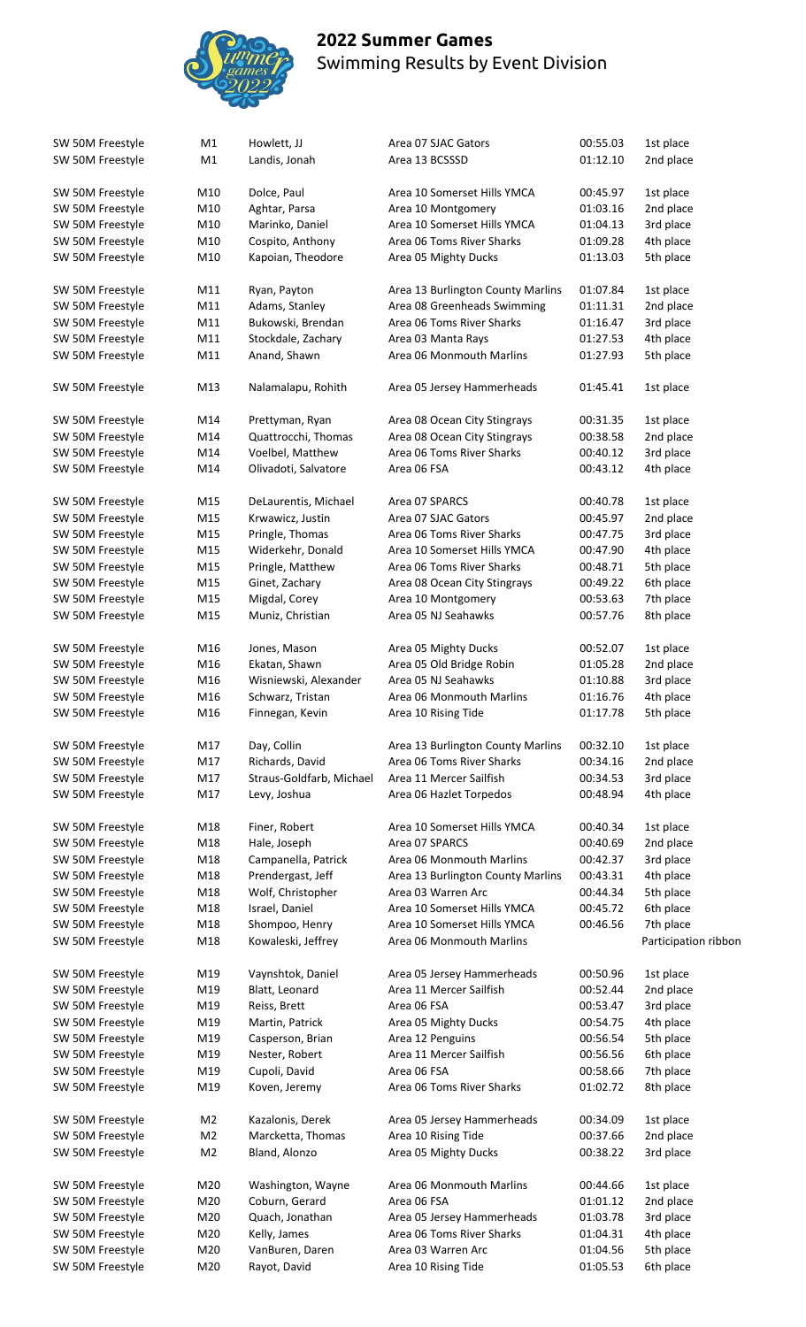# 2022 Summer Games

Swimming Results by Event Division

| Event | Division | Name | Team | Time | Place |
|---|---|---|---|---|---|
| SW 50M Freestyle | M1 | Howlett, JJ | Area 07 SJAC Gators | 00:55.03 | 1st place |
| SW 50M Freestyle | M1 | Landis, Jonah | Area 13 BCSSSD | 01:12.10 | 2nd place |
| SW 50M Freestyle | M10 | Dolce, Paul | Area 10 Somerset Hills YMCA | 00:45.97 | 1st place |
| SW 50M Freestyle | M10 | Aghtar, Parsa | Area 10 Montgomery | 01:03.16 | 2nd place |
| SW 50M Freestyle | M10 | Marinko, Daniel | Area 10 Somerset Hills YMCA | 01:04.13 | 3rd place |
| SW 50M Freestyle | M10 | Cospito, Anthony | Area 06 Toms River Sharks | 01:09.28 | 4th place |
| SW 50M Freestyle | M10 | Kapoian, Theodore | Area 05 Mighty Ducks | 01:13.03 | 5th place |
| SW 50M Freestyle | M11 | Ryan, Payton | Area 13 Burlington County Marlins | 01:07.84 | 1st place |
| SW 50M Freestyle | M11 | Adams, Stanley | Area 08 Greenheads Swimming | 01:11.31 | 2nd place |
| SW 50M Freestyle | M11 | Bukowski, Brendan | Area 06 Toms River Sharks | 01:16.47 | 3rd place |
| SW 50M Freestyle | M11 | Stockdale, Zachary | Area 03 Manta Rays | 01:27.53 | 4th place |
| SW 50M Freestyle | M11 | Anand, Shawn | Area 06 Monmouth Marlins | 01:27.93 | 5th place |
| SW 50M Freestyle | M13 | Nalamalapu, Rohith | Area 05 Jersey Hammerheads | 01:45.41 | 1st place |
| SW 50M Freestyle | M14 | Prettyman, Ryan | Area 08 Ocean City Stingrays | 00:31.35 | 1st place |
| SW 50M Freestyle | M14 | Quattrocchi, Thomas | Area 08 Ocean City Stingrays | 00:38.58 | 2nd place |
| SW 50M Freestyle | M14 | Voelbel, Matthew | Area 06 Toms River Sharks | 00:40.12 | 3rd place |
| SW 50M Freestyle | M14 | Olivadoti, Salvatore | Area 06 FSA | 00:43.12 | 4th place |
| SW 50M Freestyle | M15 | DeLaurentis, Michael | Area 07 SPARCS | 00:40.78 | 1st place |
| SW 50M Freestyle | M15 | Krwawicz, Justin | Area 07 SJAC Gators | 00:45.97 | 2nd place |
| SW 50M Freestyle | M15 | Pringle, Thomas | Area 06 Toms River Sharks | 00:47.75 | 3rd place |
| SW 50M Freestyle | M15 | Widerkehr, Donald | Area 10 Somerset Hills YMCA | 00:47.90 | 4th place |
| SW 50M Freestyle | M15 | Pringle, Matthew | Area 06 Toms River Sharks | 00:48.71 | 5th place |
| SW 50M Freestyle | M15 | Ginet, Zachary | Area 08 Ocean City Stingrays | 00:49.22 | 6th place |
| SW 50M Freestyle | M15 | Migdal, Corey | Area 10 Montgomery | 00:53.63 | 7th place |
| SW 50M Freestyle | M15 | Muniz, Christian | Area 05 NJ Seahawks | 00:57.76 | 8th place |
| SW 50M Freestyle | M16 | Jones, Mason | Area 05 Mighty Ducks | 00:52.07 | 1st place |
| SW 50M Freestyle | M16 | Ekatan, Shawn | Area 05 Old Bridge Robin | 01:05.28 | 2nd place |
| SW 50M Freestyle | M16 | Wisniewski, Alexander | Area 05 NJ Seahawks | 01:10.88 | 3rd place |
| SW 50M Freestyle | M16 | Schwarz, Tristan | Area 06 Monmouth Marlins | 01:16.76 | 4th place |
| SW 50M Freestyle | M16 | Finnegan, Kevin | Area 10 Rising Tide | 01:17.78 | 5th place |
| SW 50M Freestyle | M17 | Day, Collin | Area 13 Burlington County Marlins | 00:32.10 | 1st place |
| SW 50M Freestyle | M17 | Richards, David | Area 06 Toms River Sharks | 00:34.16 | 2nd place |
| SW 50M Freestyle | M17 | Straus-Goldfarb, Michael | Area 11 Mercer Sailfish | 00:34.53 | 3rd place |
| SW 50M Freestyle | M17 | Levy, Joshua | Area 06 Hazlet Torpedos | 00:48.94 | 4th place |
| SW 50M Freestyle | M18 | Finer, Robert | Area 10 Somerset Hills YMCA | 00:40.34 | 1st place |
| SW 50M Freestyle | M18 | Hale, Joseph | Area 07 SPARCS | 00:40.69 | 2nd place |
| SW 50M Freestyle | M18 | Campanella, Patrick | Area 06 Monmouth Marlins | 00:42.37 | 3rd place |
| SW 50M Freestyle | M18 | Prendergast, Jeff | Area 13 Burlington County Marlins | 00:43.31 | 4th place |
| SW 50M Freestyle | M18 | Wolf, Christopher | Area 03 Warren Arc | 00:44.34 | 5th place |
| SW 50M Freestyle | M18 | Israel, Daniel | Area 10 Somerset Hills YMCA | 00:45.72 | 6th place |
| SW 50M Freestyle | M18 | Shompoo, Henry | Area 10 Somerset Hills YMCA | 00:46.56 | 7th place |
| SW 50M Freestyle | M18 | Kowaleski, Jeffrey | Area 06 Monmouth Marlins | | Participation ribbon |
| SW 50M Freestyle | M19 | Vaynshtok, Daniel | Area 05 Jersey Hammerheads | 00:50.96 | 1st place |
| SW 50M Freestyle | M19 | Blatt, Leonard | Area 11 Mercer Sailfish | 00:52.44 | 2nd place |
| SW 50M Freestyle | M19 | Reiss, Brett | Area 06 FSA | 00:53.47 | 3rd place |
| SW 50M Freestyle | M19 | Martin, Patrick | Area 05 Mighty Ducks | 00:54.75 | 4th place |
| SW 50M Freestyle | M19 | Casperson, Brian | Area 12 Penguins | 00:56.54 | 5th place |
| SW 50M Freestyle | M19 | Nester, Robert | Area 11 Mercer Sailfish | 00:56.56 | 6th place |
| SW 50M Freestyle | M19 | Cupoli, David | Area 06 FSA | 00:58.66 | 7th place |
| SW 50M Freestyle | M19 | Koven, Jeremy | Area 06 Toms River Sharks | 01:02.72 | 8th place |
| SW 50M Freestyle | M2 | Kazalonis, Derek | Area 05 Jersey Hammerheads | 00:34.09 | 1st place |
| SW 50M Freestyle | M2 | Marcketta, Thomas | Area 10 Rising Tide | 00:37.66 | 2nd place |
| SW 50M Freestyle | M2 | Bland, Alonzo | Area 05 Mighty Ducks | 00:38.22 | 3rd place |
| SW 50M Freestyle | M20 | Washington, Wayne | Area 06 Monmouth Marlins | 00:44.66 | 1st place |
| SW 50M Freestyle | M20 | Coburn, Gerard | Area 06 FSA | 01:01.12 | 2nd place |
| SW 50M Freestyle | M20 | Quach, Jonathan | Area 05 Jersey Hammerheads | 01:03.78 | 3rd place |
| SW 50M Freestyle | M20 | Kelly, James | Area 06 Toms River Sharks | 01:04.31 | 4th place |
| SW 50M Freestyle | M20 | VanBuren, Daren | Area 03 Warren Arc | 01:04.56 | 5th place |
| SW 50M Freestyle | M20 | Rayot, David | Area 10 Rising Tide | 01:05.53 | 6th place |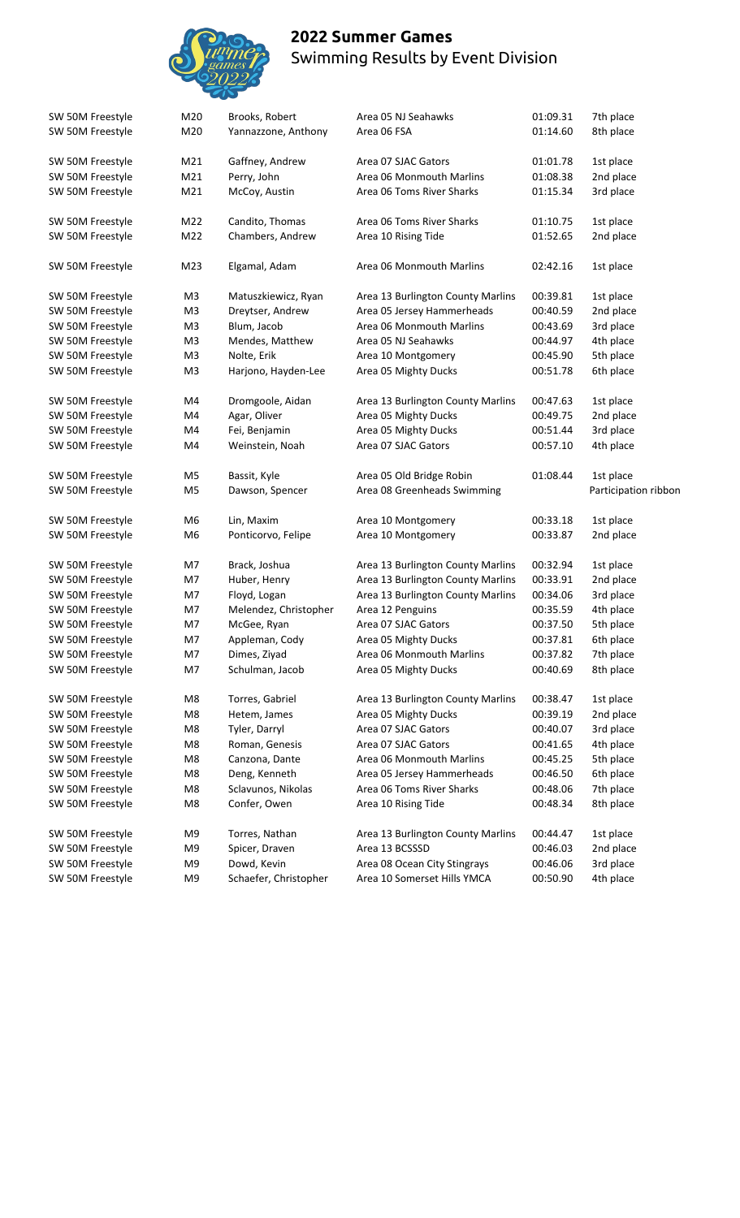## 2022 Summer Games

Swimming Results by Event Division

| | | | | | |
|---|---|---|---|---|---|
| SW 50M Freestyle | M20 | Brooks, Robert | Area 05 NJ Seahawks | 01:09.31 | 7th place |
| SW 50M Freestyle | M20 | Yannazzone, Anthony | Area 06 FSA | 01:14.60 | 8th place |
| SW 50M Freestyle | M21 | Gaffney, Andrew | Area 07 SJAC Gators | 01:01.78 | 1st place |
| SW 50M Freestyle | M21 | Perry, John | Area 06 Monmouth Marlins | 01:08.38 | 2nd place |
| SW 50M Freestyle | M21 | McCoy, Austin | Area 06 Toms River Sharks | 01:15.34 | 3rd place |
| SW 50M Freestyle | M22 | Candito, Thomas | Area 06 Toms River Sharks | 01:10.75 | 1st place |
| SW 50M Freestyle | M22 | Chambers, Andrew | Area 10 Rising Tide | 01:52.65 | 2nd place |
| SW 50M Freestyle | M23 | Elgamal, Adam | Area 06 Monmouth Marlins | 02:42.16 | 1st place |
| SW 50M Freestyle | M3 | Matuszkiewicz, Ryan | Area 13 Burlington County Marlins | 00:39.81 | 1st place |
| SW 50M Freestyle | M3 | Dreytser, Andrew | Area 05 Jersey Hammerheads | 00:40.59 | 2nd place |
| SW 50M Freestyle | M3 | Blum, Jacob | Area 06 Monmouth Marlins | 00:43.69 | 3rd place |
| SW 50M Freestyle | M3 | Mendes, Matthew | Area 05 NJ Seahawks | 00:44.97 | 4th place |
| SW 50M Freestyle | M3 | Nolte, Erik | Area 10 Montgomery | 00:45.90 | 5th place |
| SW 50M Freestyle | M3 | Harjono, Hayden-Lee | Area 05 Mighty Ducks | 00:51.78 | 6th place |
| SW 50M Freestyle | M4 | Dromgoole, Aidan | Area 13 Burlington County Marlins | 00:47.63 | 1st place |
| SW 50M Freestyle | M4 | Agar, Oliver | Area 05 Mighty Ducks | 00:49.75 | 2nd place |
| SW 50M Freestyle | M4 | Fei, Benjamin | Area 05 Mighty Ducks | 00:51.44 | 3rd place |
| SW 50M Freestyle | M4 | Weinstein, Noah | Area 07 SJAC Gators | 00:57.10 | 4th place |
| SW 50M Freestyle | M5 | Bassit, Kyle | Area 05 Old Bridge Robin | 01:08.44 | 1st place |
| SW 50M Freestyle | M5 | Dawson, Spencer | Area 08 Greenheads Swimming | | Participation ribbon |
| SW 50M Freestyle | M6 | Lin, Maxim | Area 10 Montgomery | 00:33.18 | 1st place |
| SW 50M Freestyle | M6 | Ponticorvo, Felipe | Area 10 Montgomery | 00:33.87 | 2nd place |
| SW 50M Freestyle | M7 | Brack, Joshua | Area 13 Burlington County Marlins | 00:32.94 | 1st place |
| SW 50M Freestyle | M7 | Huber, Henry | Area 13 Burlington County Marlins | 00:33.91 | 2nd place |
| SW 50M Freestyle | M7 | Floyd, Logan | Area 13 Burlington County Marlins | 00:34.06 | 3rd place |
| SW 50M Freestyle | M7 | Melendez, Christopher | Area 12 Penguins | 00:35.59 | 4th place |
| SW 50M Freestyle | M7 | McGee, Ryan | Area 07 SJAC Gators | 00:37.50 | 5th place |
| SW 50M Freestyle | M7 | Appleman, Cody | Area 05 Mighty Ducks | 00:37.81 | 6th place |
| SW 50M Freestyle | M7 | Dimes, Ziyad | Area 06 Monmouth Marlins | 00:37.82 | 7th place |
| SW 50M Freestyle | M7 | Schulman, Jacob | Area 05 Mighty Ducks | 00:40.69 | 8th place |
| SW 50M Freestyle | M8 | Torres, Gabriel | Area 13 Burlington County Marlins | 00:38.47 | 1st place |
| SW 50M Freestyle | M8 | Hetem, James | Area 05 Mighty Ducks | 00:39.19 | 2nd place |
| SW 50M Freestyle | M8 | Tyler, Darryl | Area 07 SJAC Gators | 00:40.07 | 3rd place |
| SW 50M Freestyle | M8 | Roman, Genesis | Area 07 SJAC Gators | 00:41.65 | 4th place |
| SW 50M Freestyle | M8 | Canzona, Dante | Area 06 Monmouth Marlins | 00:45.25 | 5th place |
| SW 50M Freestyle | M8 | Deng, Kenneth | Area 05 Jersey Hammerheads | 00:46.50 | 6th place |
| SW 50M Freestyle | M8 | Sclavunos, Nikolas | Area 06 Toms River Sharks | 00:48.06 | 7th place |
| SW 50M Freestyle | M8 | Confer, Owen | Area 10 Rising Tide | 00:48.34 | 8th place |
| SW 50M Freestyle | M9 | Torres, Nathan | Area 13 Burlington County Marlins | 00:44.47 | 1st place |
| SW 50M Freestyle | M9 | Spicer, Draven | Area 13 BCSSSD | 00:46.03 | 2nd place |
| SW 50M Freestyle | M9 | Dowd, Kevin | Area 08 Ocean City Stingrays | 00:46.06 | 3rd place |
| SW 50M Freestyle | M9 | Schaefer, Christopher | Area 10 Somerset Hills YMCA | 00:50.90 | 4th place |